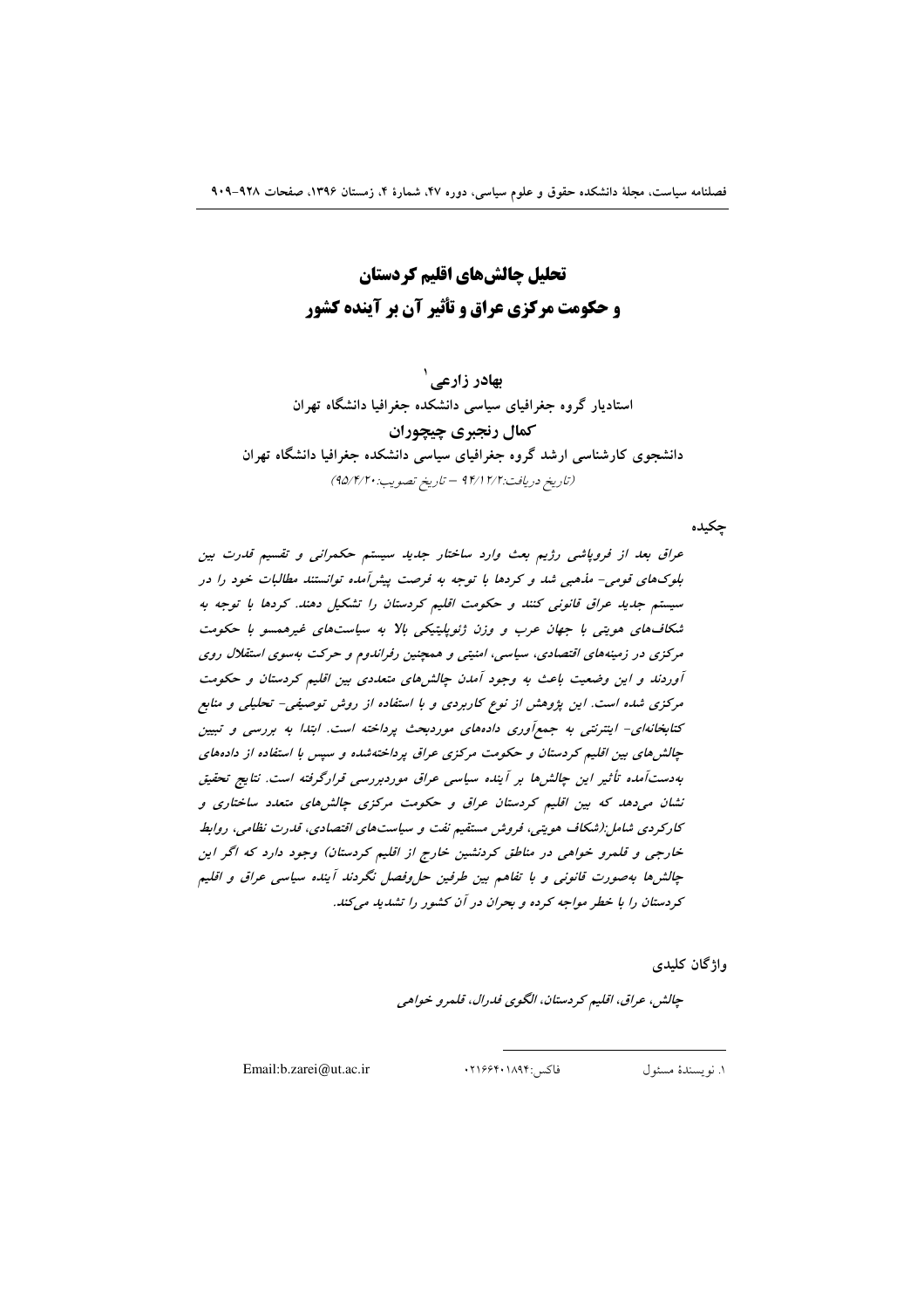# تحلیل چالش‌های اقلیم کردستان و حکومت مرکزی عراق و تأثیر آن بر آینده کشور

**بهادر زارعی**[1]

**استادیار گروه جغرافیای سیاسی دانشکده جغرافیا دانشگاه تهران**

**کمال رنجبری چیچوران**

**دانشجوی کارشناسی ارشد گروه جغرافیای سیاسی دانشکده جغرافیا دانشگاه تهران**

*(تاریخ دریافت:۹۴/۱۲/۲ – تاریخ تصویب:۹۵/۴/۲۰)*

## چکیده

*عراق بعد از فروپاشی رژیم بعث وارد ساختار جدید سیستم حکمرانی و تقسیم قدرت بین بلوک‌های قومی- مذهبی شد و کردها با توجه به فرصت پیش‌آمده توانستند مطالبات خود را در سیستم جدید عراق قانونی کنند و حکومت اقلیم کردستان را تشکیل دهند. کردها با توجه به شکاف‌های هویتی با جهان عرب و وزن ژئوپلیتیکی بالا به سیاست‌های غیرهمسو با حکومت مرکزی در زمینه‌های اقتصادی، سیاسی، امنیتی و همچنین رفراندوم و حرکت به‌سوی استقلال روی آوردند و این وضعیت باعث به وجود آمدن چالش‌های متعددی بین اقلیم کردستان و حکومت مرکزی شده است. این پژوهش از نوع کاربردی و با استفاده از روش توصیفی- تحلیلی و منابع کتابخانه‌ای- اینترنتی به جمع‌آوری داده‌های موردبحث پرداخته است. ابتدا به بررسی و تبیین چالش‌های بین اقلیم کردستان و حکومت مرکزی عراق پرداخته‌شده و سپس با استفاده از داده‌های به‌دست‌آمده تأثیر این چالش‌ها بر آینده سیاسی عراق موردبررسی قرارگرفته است. نتایج تحقیق نشان می‌دهد که بین اقلیم کردستان عراق و حکومت مرکزی چالش‌های متعدد ساختاری و کارکردی شامل:(شکاف هویتی، فروش مستقیم نفت و سیاست‌های اقتصادی، قدرت نظامی، روابط خارجی و قلمرو خواهی در مناطق کردنشین خارج از اقلیم کردستان) وجود دارد که اگر این چالش‌ها به‌صورت قانونی و با تفاهم بین طرفین حل‌وفصل نگردند آینده سیاسی عراق و اقلیم کردستان را با خطر مواجه کرده و بحران در آن کشور را تشدید می‌کند.*

## واژگان کلیدی

*چالش، عراق، اقلیم کردستان، الگوی فدرال، قلمرو خواهی*

---

[1] نویسندۀ مسئول — فاکس:۰۲۱۶۶۴۰۱۸۹۴ — Email:b.zarei@ut.ac.ir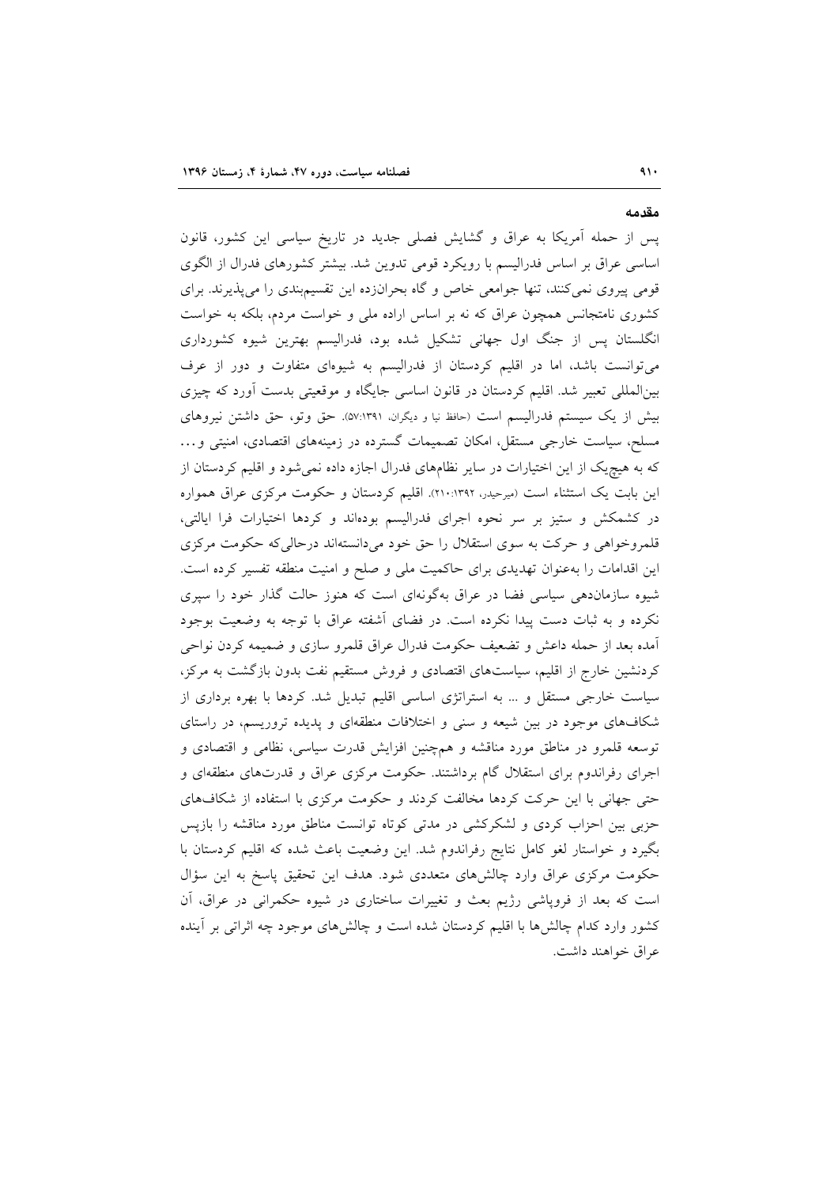## مقدمه

پس از حمله آمریکا به عراق و گشایش فصلی جدید در تاریخ سیاسی این کشور، قانون اساسی عراق بر اساس فدرالیسم با رویکرد قومی تدوین شد. بیشتر کشورهای فدرال از الگوی قومی پیروی نمی‌کنند، تنها جوامعی خاص و گاه بحران‌زده این تقسیم‌بندی را می‌پذیرند. برای کشوری نامتجانس همچون عراق که نه بر اساس اراده ملی و خواست مردم، بلکه به خواست انگلستان پس از جنگ اول جهانی تشکیل شده بود، فدرالیسم بهترین شیوه کشورداری می‌توانست باشد، اما در اقلیم کردستان از فدرالیسم به شیوه‌ای متفاوت و دور از عرف بین‌المللی تعبیر شد. اقلیم کردستان در قانون اساسی جایگاه و موقعیتی بدست آورد که چیزی بیش از یک سیستم فدرالیسم است (حافظ نیا و دیگران، ۱۳۹۱:۵۷). حق وتو، حق داشتن نیروهای مسلح، سیاست خارجی مستقل، امکان تصمیمات گسترده در زمینه‌های اقتصادی، امنیتی و... که به هیچ‌یک از این اختیارات در سایر نظام‌های فدرال اجازه داده نمی‌شود و اقلیم کردستان از این بابت یک استثناء است (میرحیدر، ۱۳۹۲:۲۱۰). اقلیم کردستان و حکومت مرکزی عراق همواره در کشمکش و ستیز بر سر نحوه اجرای فدرالیسم بوده‌اند و کردها اختیارات فرا ایالتی، قلمروخواهی و حرکت به سوی استقلال را حق خود می‌دانسته‌اند درحالی‌که حکومت مرکزی این اقدامات را به‌عنوان تهدیدی برای حاکمیت ملی و صلح و امنیت منطقه تفسیر کرده است. شیوه سازمان‌دهی سیاسی فضا در عراق به‌گونه‌ای است که هنوز حالت گذار خود را سپری نکرده و به ثبات دست پیدا نکرده است. در فضای آشفته عراق با توجه به وضعیت بوجود آمده بعد از حمله داعش و تضعیف حکومت فدرال عراق قلمرو سازی و ضمیمه کردن نواحی کردنشین خارج از اقلیم، سیاست‌های اقتصادی و فروش مستقیم نفت بدون بازگشت به مرکز، سیاست خارجی مستقل و ... به استراتژی اساسی اقلیم تبدیل شد. کردها با بهره برداری از شکاف‌های موجود در بین شیعه و سنی و اختلافات منطقه‌ای و پدیده تروریسم، در راستای توسعه قلمرو در مناطق مورد مناقشه و همچنین افزایش قدرت سیاسی، نظامی و اقتصادی و اجرای رفراندوم برای استقلال گام برداشتند. حکومت مرکزی عراق و قدرت‌های منطقه‌ای و حتی جهانی با این حرکت کردها مخالفت کردند و حکومت مرکزی با استفاده از شکاف‌های حزبی بین احزاب کردی و لشکرکشی در مدتی کوتاه توانست مناطق مورد مناقشه را بازپس بگیرد و خواستار لغو کامل نتایج رفراندوم شد. این وضعیت باعث شده که اقلیم کردستان با حکومت مرکزی عراق وارد چالش‌های متعددی شود. هدف این تحقیق پاسخ به این سؤال است که بعد از فروپاشی رژیم بعث و تغییرات ساختاری در شیوه حکمرانی در عراق، آن کشور وارد کدام چالش‌ها با اقلیم کردستان شده است و چالش‌های موجود چه اثراتی بر آینده عراق خواهند داشت.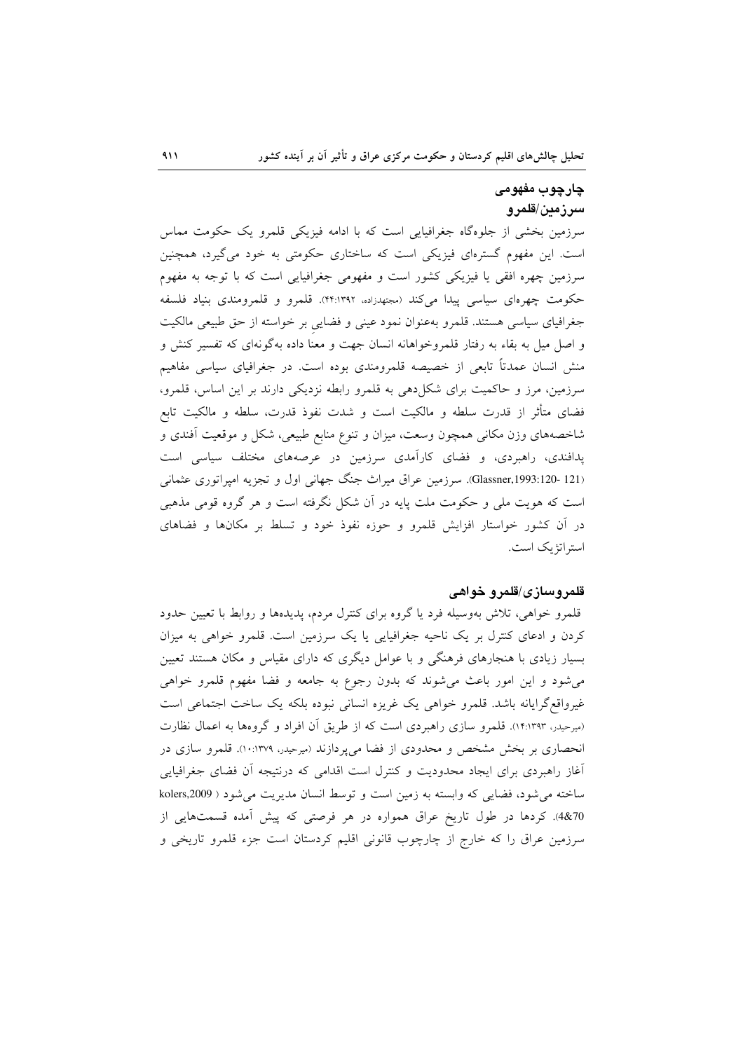## چارچوب مفهومی

### سرزمین/قلمرو

سرزمین بخشی از جلوه‌گاه جغرافیایی است که با ادامه فیزیکی قلمرو یک حکومت مماس است. این مفهوم گستره‌ای فیزیکی است که ساختاری حکومتی به خود می‌گیرد، همچنین سرزمین چهره افقی یا فیزیکی کشور است و مفهومی جغرافیایی است که با توجه به مفهوم حکومت چهره‌ای سیاسی پیدا می‌کند (مجتهدزاده، ۱۳۹۲:۴۴). قلمرو و قلمرومندی بنیاد فلسفه جغرافیای سیاسی هستند. قلمرو به‌عنوان نمود عینی و فضایی بر خواسته از حق طبیعی مالکیت و اصل میل به بقاء به رفتار قلمروخواهانه انسان جهت و معنا داده به‌گونه‌ای که تفسیر کنش و منش انسان عمدتاً تابعی از خصیصه قلمرومندی بوده است. در جغرافیای سیاسی مفاهیم سرزمین، مرز و حاکمیت برای شکل‌دهی به قلمرو رابطه نزدیکی دارند بر این اساس، قلمرو، فضای متأثر از قدرت سلطه و مالکیت است و شدت نفوذ قدرت، سلطه و مالکیت تابع شاخصه‌های وزن مکانی همچون وسعت، میزان و تنوع منابع طبیعی، شکل و موقعیت آفندی و پدافندی، راهبردی، و فضای کارآمدی سرزمین در عرصه‌های مختلف سیاسی است (Glassner,1993:120-121). سرزمین عراق میراث جنگ جهانی اول و تجزیه امپراتوری عثمانی است که هویت ملی و حکومت ملت پایه در آن شکل نگرفته است و هر گروه قومی مذهبی در آن کشور خواستار افزایش قلمرو و حوزه نفوذ خود و تسلط بر مکان‌ها و فضاهای استراتژیک است.

### قلمروسازی/قلمرو خواهی

قلمرو خواهی، تلاش به‌وسیله فرد یا گروه برای کنترل مردم، پدیده‌ها و روابط با تعیین حدود کردن و ادعای کنترل بر یک ناحیه جغرافیایی یا یک سرزمین است. قلمرو خواهی به میزان بسیار زیادی با هنجارهای فرهنگی و با عوامل دیگری که دارای مقیاس و مکان هستند تعیین می‌شود و این امور باعث می‌شوند که بدون رجوع به جامعه و فضا مفهوم قلمرو خواهی غیرواقع‌گرایانه باشد. قلمرو خواهی یک غریزه انسانی نبوده بلکه یک ساخت اجتماعی است (میرحیدر، ۱۳۹۳:۱۴). قلمرو سازی راهبردی است که از طریق آن افراد و گروه‌ها به اعمال نظارت انحصاری بر بخش مشخص و محدودی از فضا می‌پردازند (میرحیدر، ۱۳۷۹:۱۰). قلمرو سازی در آغاز راهبردی برای ایجاد محدودیت و کنترل است اقدامی که درنتیجه آن فضای جغرافیایی ساخته می‌شود، فضایی که وابسته به زمین است و توسط انسان مدیریت می‌شود ( kolers,2009 4&70). کردها در طول تاریخ عراق همواره در هر فرصتی که پیش آمده قسمت‌هایی از سرزمین عراق را که خارج از چارچوب قانونی اقلیم کردستان است جزء قلمرو تاریخی و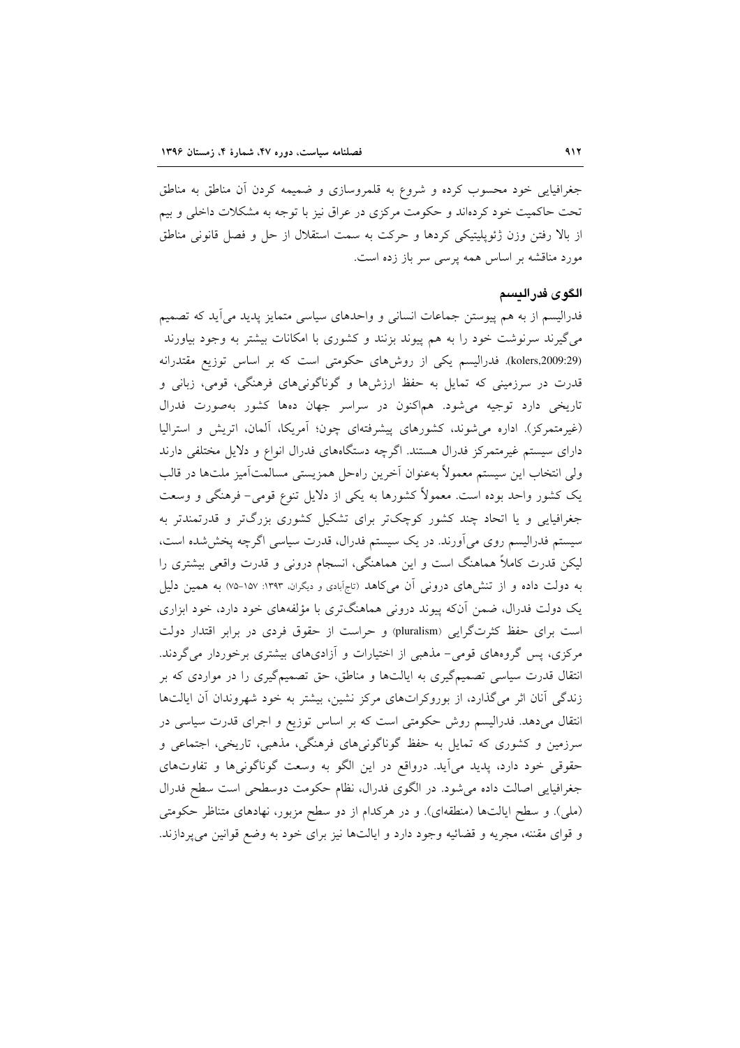جغرافیایی خود محسوب کرده و شروع به قلمروسازی و ضمیمه کردن آن مناطق به مناطق تحت حاکمیت خود کرده‌اند و حکومت مرکزی در عراق نیز با توجه به مشکلات داخلی و بیم از بالا رفتن وزن ژئوپلیتیکی کردها و حرکت به سمت استقلال از حل و فصل قانونی مناطق مورد مناقشه بر اساس همه پرسی سر باز زده است.

## الگوی فدرالیسم

فدرالیسم از به هم پیوستن جماعات انسانی و واحدهای سیاسی متمایز پدید می‌آید که تصمیم می‌گیرند سرنوشت خود را به هم پیوند بزنند و کشوری با امکانات بیشتر به وجود بیاورند (kolers,2009:29). فدرالیسم یکی از روش‌های حکومتی است که بر اساس توزیع مقتدرانه قدرت در سرزمینی که تمایل به حفظ ارزش‌ها و گوناگونی‌های فرهنگی، قومی، زبانی و تاریخی دارد توجیه می‌شود. هم‌اکنون در سراسر جهان ده‌ها کشور به‌صورت فدرال (غیرمتمرکز). اداره می‌شوند، کشورهای پیشرفته‌ای چون؛ آمریکا، آلمان، اتریش و استرالیا دارای سیستم غیرمتمرکز فدرال هستند. اگرچه دستگاه‌های فدرال انواع و دلایل مختلفی دارند ولی انتخاب این سیستم معمولاً به‌عنوان آخرین راه‌حل همزیستی مسالمت‌آمیز ملت‌ها در قالب یک کشور واحد بوده است. معمولاً کشورها به یکی از دلایل تنوع قومی- فرهنگی و وسعت جغرافیایی و یا اتحاد چند کشور کوچک‌تر برای تشکیل کشوری بزرگ‌تر و قدرتمندتر به سیستم فدرالیسم روی می‌آورند. در یک سیستم فدرال، قدرت سیاسی اگرچه پخش‌شده است، لیکن قدرت کاملاً هماهنگ است و این هماهنگی، انسجام درونی و قدرت واقعی بیشتری را به دولت داده و از تنش‌های درونی آن می‌کاهد (تاج‌آبادی و دیگران، ۱۳۹۳: ۱۵۷-۷۵) به همین دلیل یک دولت فدرال، ضمن آن‌که پیوند درونی هماهنگ‌تری با مؤلفه‌های خود دارد، خود ابزاری است برای حفظ کثرت‌گرایی (pluralism) و حراست از حقوق فردی در برابر اقتدار دولت مرکزی، پس گروه‌های قومی- مذهبی از اختیارات و آزادی‌های بیشتری برخوردار می‌گردند. انتقال قدرت سیاسی تصمیم‌گیری به ایالت‌ها و مناطق، حق تصمیم‌گیری را در مواردی که بر زندگی آنان اثر می‌گذارد، از بوروکرات‌های مرکز نشین، بیشتر به خود شهروندان آن ایالت‌ها انتقال می‌دهد. فدرالیسم روش حکومتی است که بر اساس توزیع و اجرای قدرت سیاسی در سرزمین و کشوری که تمایل به حفظ گوناگونی‌های فرهنگی، مذهبی، تاریخی، اجتماعی و حقوقی خود دارد، پدید می‌آید. درواقع در این الگو به وسعت گوناگونی‌ها و تفاوت‌های جغرافیایی اصالت داده می‌شود. در الگوی فدرال، نظام حکومت دوسطحی است سطح فدرال (ملی). و سطح ایالت‌ها (منطقه‌ای). و در هرکدام از دو سطح مزبور، نهادهای متناظر حکومتی و قوای مقننه، مجریه و قضائیه وجود دارد و ایالت‌ها نیز برای خود به وضع قوانین می‌پردازند.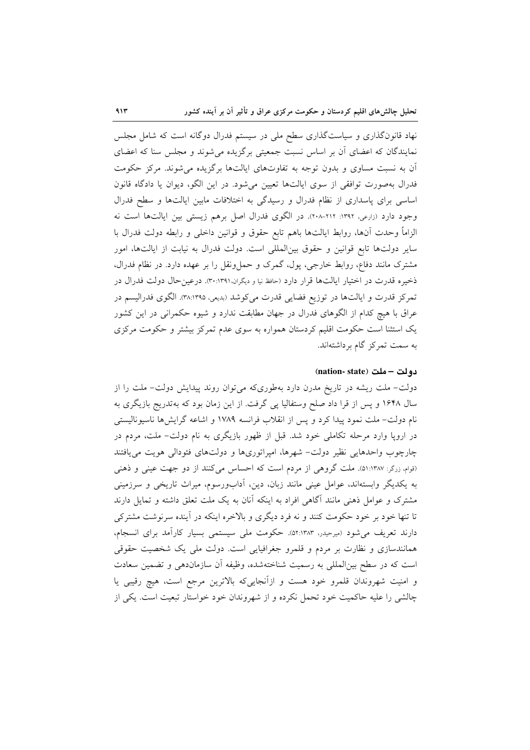نهاد قانون‌گذاری و سیاست‌گذاری سطح ملی در سیستم فدرال دوگانه است که شامل مجلس نمایندگان که اعضای آن بر اساس نسبت جمعیتی برگزیده می‌شوند و مجلس سنا که اعضای آن به نسبت مساوی و بدون توجه به تفاوت‌های ایالت‌ها برگزیده می‌شوند. مرکز حکومت فدرال به‌صورت توافقی از سوی ایالت‌ها تعیین می‌شود. در این الگو، دیوان یا دادگاه قانون اساسی برای پاسداری از نظام فدرال و رسیدگی به اختلافات مابین ایالت‌ها و سطح فدرال وجود دارد (زارعی، ۱۳۹۲: ۲۱۲-۲۰۸). در الگوی فدرال اصل برهم زیستی بین ایالت‌ها است نه الزاماً وحدت آن‌ها، روابط ایالت‌ها باهم تابع حقوق و قوانین داخلی و رابطه دولت فدرال با سایر دولت‌ها تابع قوانین و حقوق بین‌المللی است. دولت فدرال به نیابت از ایالت‌ها، امور مشترک مانند دفاع، روابط خارجی، پول، گمرک و حمل‌ونقل را بر عهده دارد. در نظام فدرال، ذخیره قدرت در اختیار ایالت‌ها قرار دارد (حافظ نیا و دیگران،۱۳۹۱:۳۰). درعین‌حال دولت فدرال در تمرکز قدرت و ایالت‌ها در توزیع فضایی قدرت می‌کوشد (بدیعی، ۱۳۹۵:۳۸). الگوی فدرالیسم در عراق با هیچ کدام از الگوهای فدرال در جهان مطابقت ندارد و شیوه حکمرانی در این کشور یک استثنا است حکومت اقلیم کردستان همواره به سوی عدم تمرکز بیشتر و حکومت مرکزی به سمت تمرکز گام برداشته‌اند.

### دولت – ملت (nation- state)

دولت- ملت ریشه در تاریخ مدرن دارد به‌طوری‌که می‌توان روند پیدایش دولت- ملت را از سال ۱۶۴۸ و پس از قرا داد صلح وستفالیا پی گرفت. از این زمان بود که به‌تدریج بازیگری به نام دولت- ملت نمود پیدا کرد و پس از انقلاب فرانسه ۱۷۸۹ و اشاعه گرایش‌ها ناسیونالیستی در اروپا وارد مرحله تکاملی خود شد. قبل از ظهور بازیگری به نام دولت- ملت، مردم در چارچوب واحدهایی نظیر دولت- شهرها، امپراتوری‌ها و دولت‌های فئودالی هویت می‌یافتند (قوام، زرگر: ۱۳۸۷:۵۱). ملت گروهی از مردم است که احساس می‌کنند از دو جهت عینی و ذهنی به یکدیگر وابسته‌اند، عوامل عینی مانند زبان، دین، آداب‌ورسوم، میراث تاریخی و سرزمینی مشترک و عوامل ذهنی مانند آگاهی افراد به اینکه آنان به یک ملت تعلق داشته و تمایل دارند تا تنها خود بر خود حکومت کنند و نه فرد دیگری و بالاخره اینکه در آینده سرنوشت مشترکی دارند تعریف می‌شود (میرحیدر، ۱۳۸۳:۵۲). حکومت ملی سیستمی بسیار کارآمد برای انسجام، همانندسازی و نظارت بر مردم و قلمرو جغرافیایی است. دولت ملی یک شخصیت حقوقی است که در سطح بین‌المللی به رسمیت شناخته‌شده، وظیفه آن سازمان‌دهی و تضمین سعادت و امنیت شهروندان قلمرو خود هست و ازآنجایی‌که بالاترین مرجع است، هیچ رقیبی یا چالشی را علیه حاکمیت خود تحمل نکرده و از شهروندان خود خواستار تبعیت است. یکی از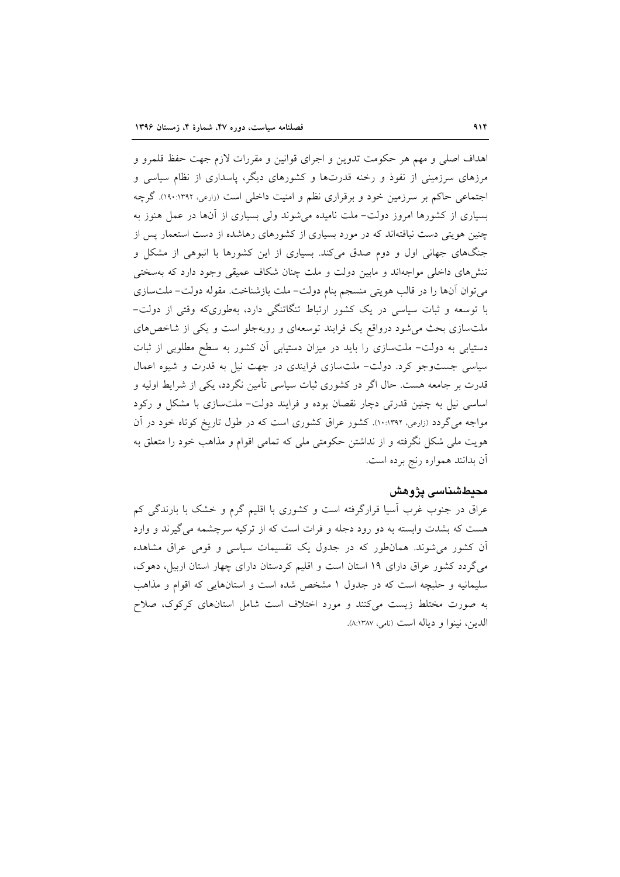اهداف اصلی و مهم هر حکومت تدوین و اجرای قوانین و مقررات لازم جهت حفظ قلمرو و مرزهای سرزمینی از نفوذ و رخنه قدرت‌ها و کشورهای دیگر، پاسداری از نظام سیاسی و اجتماعی حاکم بر سرزمین خود و برقراری نظم و امنیت داخلی است (زارعی، ۱۳۹۲:۱۹۰). گرچه بسیاری از کشورها امروز دولت- ملت نامیده می‌شوند ولی بسیاری از آن‌ها در عمل هنوز به چنین هویتی دست نیافته‌اند که در مورد بسیاری از کشورهای رهاشده از دست استعمار پس از جنگ‌های جهانی اول و دوم صدق می‌کند. بسیاری از این کشورها با انبوهی از مشکل و تنش‌های داخلی مواجه‌اند و مابین دولت و ملت چنان شکاف عمیقی وجود دارد که به‌سختی می‌توان آن‌ها را در قالب هویتی منسجم بنام دولت- ملت بازشناخت. مقوله دولت- ملت‌سازی با توسعه و ثبات سیاسی در یک کشور ارتباط تنگاتنگی دارد، به‌طوری‌که وقتی از دولت- ملت‌سازی بحث می‌شود درواقع یک فرایند توسعه‌ای و روبه‌جلو است و یکی از شاخص‌های دستیابی به دولت- ملت‌سازی را باید در میزان دستیابی آن کشور به سطح مطلوبی از ثبات سیاسی جست‌وجو کرد. دولت- ملت‌سازی فرایندی در جهت نیل به قدرت و شیوه اعمال قدرت بر جامعه هست. حال اگر در کشوری ثبات سیاسی تأمین نگردد، یکی از شرایط اولیه و اساسی نیل به چنین قدرتی دچار نقصان بوده و فرایند دولت- ملت‌سازی با مشکل و رکود مواجه می‌گردد (زارعی، ۱۳۹۲:۱۰). کشور عراق کشوری است که در طول تاریخ کوتاه خود در آن هویت ملی شکل نگرفته و از نداشتن حکومتی ملی که تمامی اقوام و مذاهب خود را متعلق به آن بدانند همواره رنج برده است.

## محیط‌شناسی پژوهش

عراق در جنوب غرب آسیا قرارگرفته است و کشوری با اقلیم گرم و خشک با بارندگی کم هست که بشدت وابسته به دو رود دجله و فرات است که از ترکیه سرچشمه می‌گیرند و وارد آن کشور می‌شوند. همان‌طور که در جدول یک تقسیمات سیاسی و قومی عراق مشاهده می‌گردد کشور عراق دارای ۱۹ استان است و اقلیم کردستان دارای چهار استان اربیل، دهوک، سلیمانیه و حلبچه است که در جدول ۱ مشخص شده است و استان‌هایی که اقوام و مذاهب به صورت مختلط زیست می‌کنند و مورد اختلاف است شامل استان‌های کرکوک، صلاح الدین، نینوا و دیاله است (نامی، ۱۳۸۷:۸).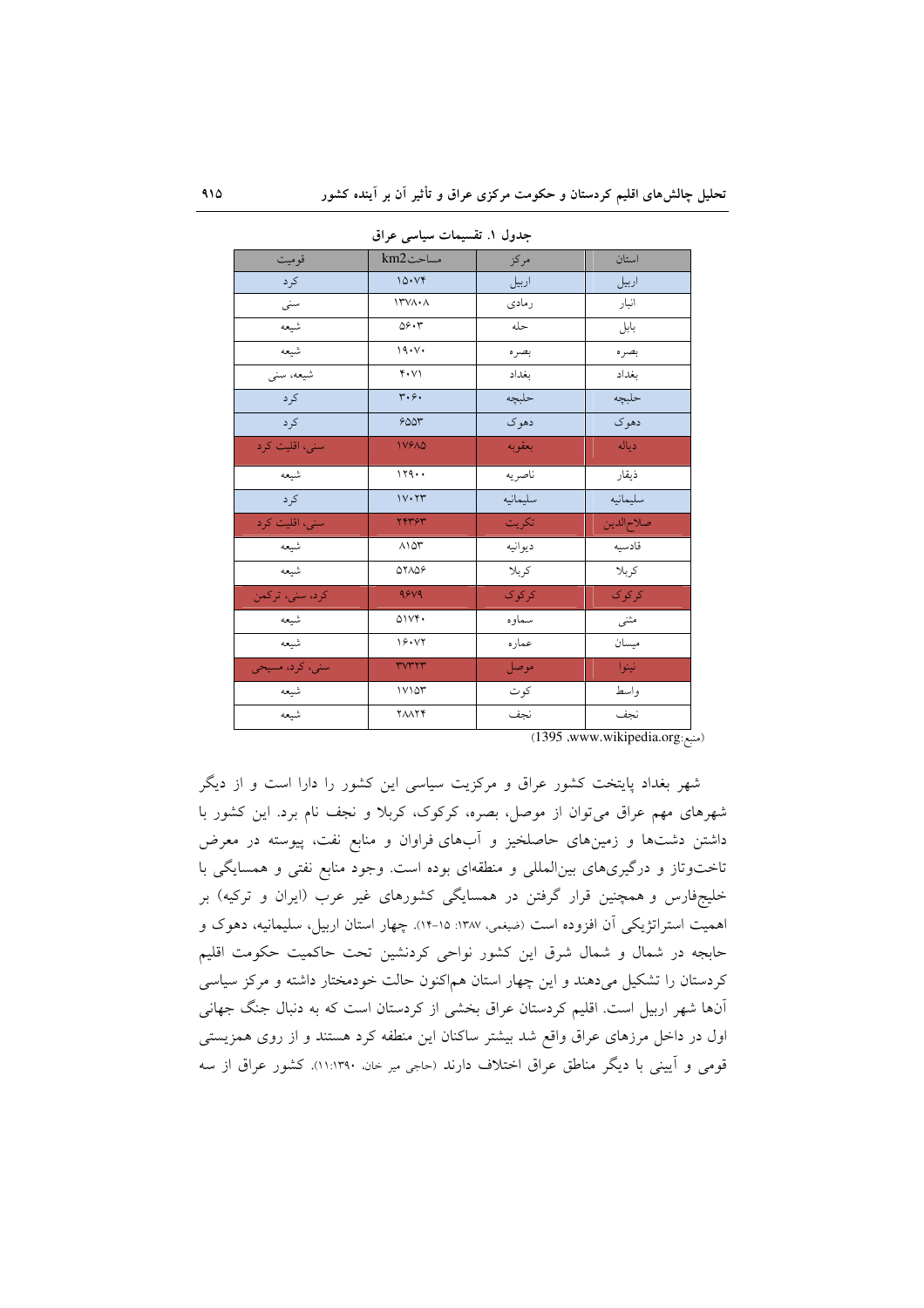جدول ۱. تقسیمات سیاسی عراق

| استان | مرکز | مساحت km2 | قومیت |
|---|---|---|---|
| اربیل | اربیل | ۱۵۰۷۴ | کرد |
| انبار | رمادی | ۱۳۷۸۰۸ | سنی |
| بابل | حله | ۵۶۰۳ | شیعه |
| بصره | بصره | ۱۹۰۷۰ | شیعه |
| بغداد | بغداد | ۴۰۷۱ | شیعه، سنی |
| حلبچه | حلبچه | ۳۰۶۰ | کرد |
| دهوک | دهوک | ۶۵۵۳ | کرد |
| دیاله | بعقوبه | ۱۷۶۸۵ | سنی، اقلیت کرد |
| ذیقار | ناصریه | ۱۲۹۰۰ | شیعه |
| سلیمانیه | سلیمانیه | ۱۷۰۲۳ | کرد |
| صلاح‌الدین | تکریت | ۲۴۳۶۳ | سنی، اقلیت کرد |
| قادسیه | دیوانیه | ۸۱۵۳ | شیعه |
| کربلا | کربلا | ۵۲۸۵۶ | شیعه |
| کرکوک | کرکوک | ۹۶۷۹ | کرد، سنی، ترکمن |
| مثنی | سماوه | ۵۱۷۴۰ | شیعه |
| میسان | عماره | ۱۶۰۷۲ | شیعه |
| نینوا | موصل | ۳۷۳۲۳ | سنی، کرد، مسیحی |
| واسط | کوت | ۱۷۱۵۳ | شیعه |
| نجف | نجف | ۲۸۸۲۴ | شیعه |

(منبع: www.wikipedia.org، 1395)

شهر بغداد پایتخت کشور عراق و مرکزیت سیاسی این کشور را دارا است و از دیگر شهرهای مهم عراق می‌توان از موصل، بصره، کرکوک، کربلا و نجف نام برد. این کشور با داشتن دشت‌ها و زمین‌های حاصلخیز و آب‌های فراوان و منابع نفت، پیوسته در معرض تاخت‌وتاز و درگیری‌های بین‌المللی و منطقه‌ای بوده است. وجود منابع نفتی و همسایگی با خلیج‌فارس و همچنین قرار گرفتن در همسایگی کشورهای غیر عرب (ایران و ترکیه) بر اهمیت استراتژیکی آن افزوده است (ضیغمی، ۱۳۸۷: ۱۵-۱۴). چهار استان اربیل، سلیمانیه، دهوک و حلبچه در شمال و شمال شرق این کشور نواحی کردنشین تحت حاکمیت حکومت اقلیم کردستان را تشکیل می‌دهند و این چهار استان هم‌اکنون حالت خودمختار داشته و مرکز سیاسی آن‌ها شهر اربیل است. اقلیم کردستان عراق بخشی از کردستان است که به دنبال جنگ جهانی اول در داخل مرزهای عراق واقع شد بیشتر ساکنان این منطقه کرد هستند و از روی همزیستی قومی و آیینی با دیگر مناطق عراق اختلاف دارند (حاجی میر خان، ۱۳۹۰:۱۱). کشور عراق از سه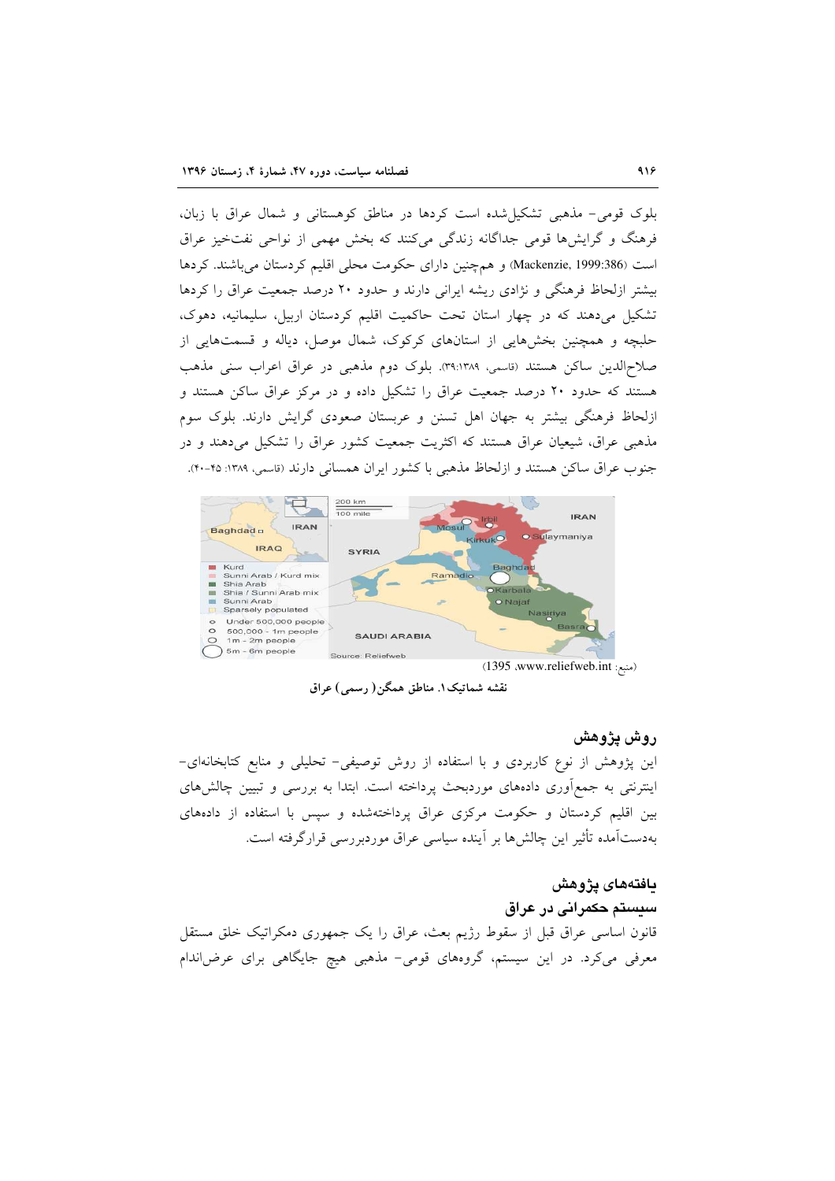بلوک قومی- مذهبی تشکیل‌شده است کردها در مناطق کوهستانی و شمال عراق با زبان، فرهنگ و گرایش‌ها قومی جداگانه زندگی می‌کنند که بخش مهمی از نواحی نفت‌خیز عراق است (Mackenzie, 1999:386) و همچنین دارای حکومت محلی اقلیم کردستان می‌باشند. کردها بیشتر ازلحاظ فرهنگی و نژادی ریشه ایرانی دارند و حدود ۲۰ درصد جمعیت عراق را کردها تشکیل می‌دهند که در چهار استان تحت حاکمیت اقلیم کردستان اربیل، سلیمانیه، دهوک، حلبچه و همچنین بخش‌هایی از استان‌های کرکوک، شمال موصل، دیاله و قسمت‌هایی از صلاح‌الدین ساکن هستند (قاسمی، ۱۳۸۹:۳۹). بلوک دوم مذهبی در عراق اعراب سنی مذهب هستند که حدود ۲۰ درصد جمعیت عراق را تشکیل داده و در مرکز عراق ساکن هستند و ازلحاظ فرهنگی بیشتر به جهان اهل تسنن و عربستان صعودی گرایش دارند. بلوک سوم مذهبی عراق، شیعیان عراق هستند که اکثریت جمعیت کشور عراق را تشکیل می‌دهند و در جنوب عراق ساکن هستند و ازلحاظ مذهبی با کشور ایران همسانی دارند (قاسمی، ۱۳۸۹: ۴۵-۴۰).

(منبع: www.reliefweb.int، 1395)

**نقشه شماتیک ۱. مناطق همگن( رسمی) عراق**

## روش پژوهش

این پژوهش از نوع کاربردی و با استفاده از روش توصیفی- تحلیلی و منابع کتابخانه‌ای- اینترنتی به جمع‌آوری داده‌های موردبحث پرداخته است. ابتدا به بررسی و تبیین چالش‌های بین اقلیم کردستان و حکومت مرکزی عراق پرداخته‌شده و سپس با استفاده از داده‌های به‌دست‌آمده تأثیر این چالش‌ها بر آینده سیاسی عراق موردبررسی قرارگرفته است.

## یافته‌های پژوهش

### سیستم حکمرانی در عراق

قانون اساسی عراق قبل از سقوط رژیم بعث، عراق را یک جمهوری دمکراتیک خلق مستقل معرفی می‌کرد. در این سیستم، گروه‌های قومی- مذهبی هیچ جایگاهی برای عرض‌اندام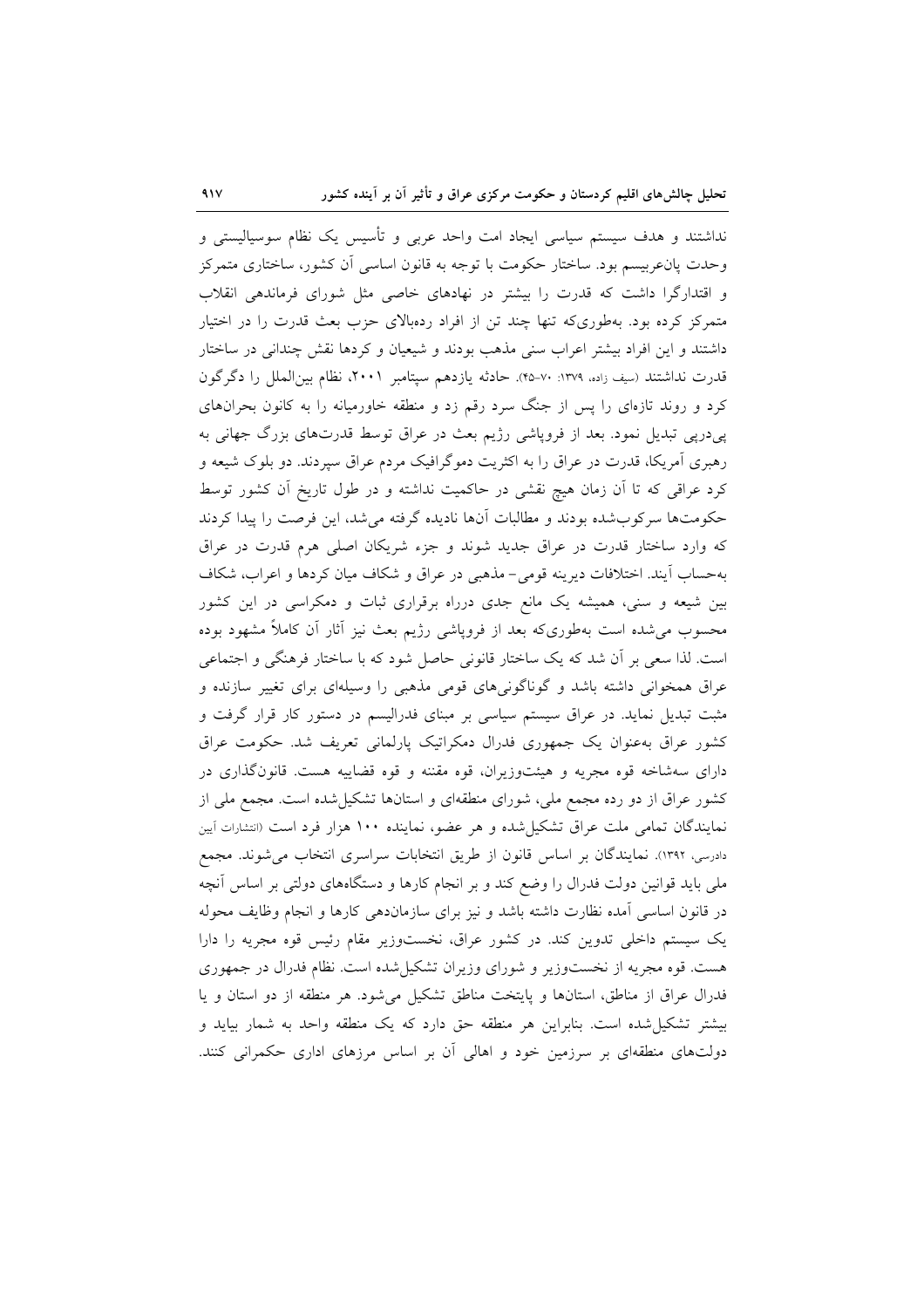نداشتند و هدف سیستم سیاسی ایجاد امت واحد عربی و تأسیس یک نظام سوسیالیستی و وحدت پان‌عربیسم بود. ساختار حکومت با توجه به قانون اساسی آن کشور، ساختاری متمرکز و اقتدارگرا داشت که قدرت را بیشتر در نهادهای خاصی مثل شورای فرماندهی انقلاب متمرکز کرده بود. به‌طوری‌که تنها چند تن از افراد رده‌بالای حزب بعث قدرت را در اختیار داشتند و این افراد بیشتر اعراب سنی مذهب بودند و شیعیان و کردها نقش چندانی در ساختار قدرت نداشتند (سیف زاده، ۱۳۷۹: ۷۰-۴۵). حادثه یازدهم سپتامبر ۲۰۰۱، نظام بین‌الملل را دگرگون کرد و روند تازه‌ای را پس از جنگ سرد رقم زد و منطقه خاورمیانه را به کانون بحران‌های پی‌درپی تبدیل نمود. بعد از فروپاشی رژیم بعث در عراق توسط قدرت‌های بزرگ جهانی به رهبری آمریکا، قدرت در عراق را به اکثریت دموگرافیک مردم عراق سپردند. دو بلوک شیعه و کرد عراقی که تا آن زمان هیچ نقشی در حاکمیت نداشته و در طول تاریخ آن کشور توسط حکومت‌ها سرکوب‌شده بودند و مطالبات آن‌ها نادیده گرفته می‌شد، این فرصت را پیدا کردند که وارد ساختار قدرت در عراق جدید شوند و جزء شریکان اصلی هرم قدرت در عراق به‌حساب آیند. اختلافات دیرینه قومی- مذهبی در عراق و شکاف میان کردها و اعراب، شکاف بین شیعه و سنی، همیشه یک مانع جدی درراه برقراری ثبات و دمکراسی در این کشور محسوب می‌شده است به‌طوری‌که بعد از فروپاشی رژیم بعث نیز آثار آن کاملاً مشهود بوده است. لذا سعی بر آن شد که یک ساختار قانونی حاصل شود که با ساختار فرهنگی و اجتماعی عراق همخوانی داشته باشد و گوناگونی‌های قومی مذهبی را وسیله‌ای برای تغییر سازنده و مثبت تبدیل نماید. در عراق سیستم سیاسی بر مبنای فدرالیسم در دستور کار قرار گرفت و کشور عراق به‌عنوان یک جمهوری فدرال دمکراتیک پارلمانی تعریف شد. حکومت عراق دارای سه‌شاخه قوه مجریه و هیئت‌وزیران، قوه مقننه و قوه قضاییه هست. قانون‌گذاری در کشور عراق از دو رده مجمع ملی، شورای منطقه‌ای و استان‌ها تشکیل‌شده است. مجمع ملی از نمایندگان تمامی ملت عراق تشکیل‌شده و هر عضو، نماینده ۱۰۰ هزار فرد است (انتشارات آیین دادرسی، ۱۳۹۲). نمایندگان بر اساس قانون از طریق انتخابات سراسری انتخاب می‌شوند. مجمع ملی باید قوانین دولت فدرال را وضع کند و بر انجام کارها و دستگاه‌های دولتی بر اساس آنچه در قانون اساسی آمده نظارت داشته باشد و نیز برای سازمان‌دهی کارها و انجام وظایف محوله یک سیستم داخلی تدوین کند. در کشور عراق، نخست‌وزیر مقام رئیس قوه مجریه را دارا هست. قوه مجریه از نخست‌وزیر و شورای وزیران تشکیل‌شده است. نظام فدرال در جمهوری فدرال عراق از مناطق، استان‌ها و پایتخت مناطق تشکیل می‌شود. هر منطقه از دو استان و یا بیشتر تشکیل‌شده است. بنابراین هر منطقه حق دارد که یک منطقه واحد به شمار بیاید و دولت‌های منطقه‌ای بر سرزمین خود و اهالی آن بر اساس مرزهای اداری حکمرانی کنند.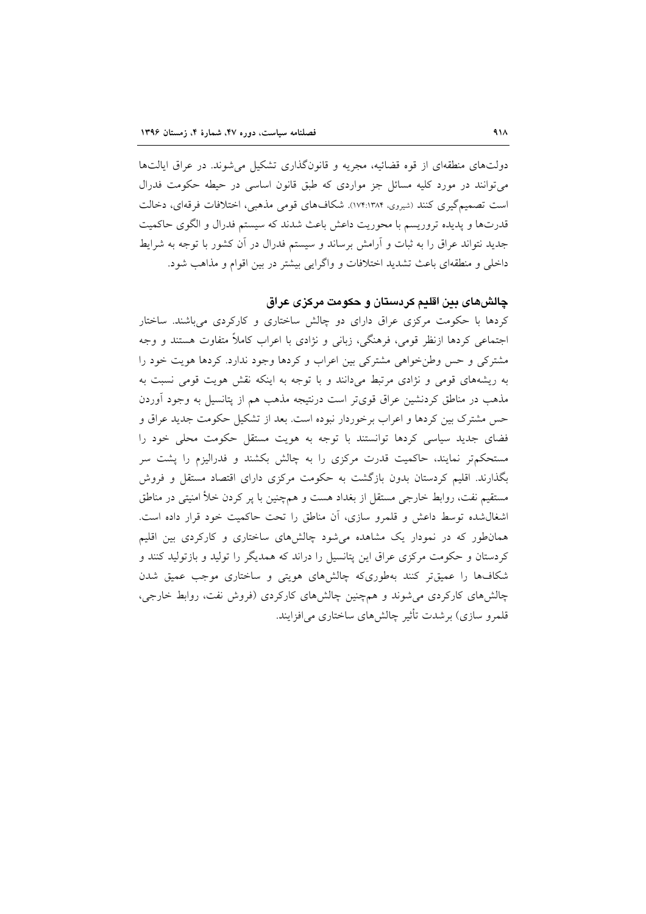دولت‌های منطقه‌ای از قوه قضائیه، مجریه و قانون‌گذاری تشکیل می‌شوند. در عراق ایالت‌ها می‌توانند در مورد کلیه مسائل جز مواردی که طبق قانون اساسی در حیطه حکومت فدرال است تصمیم‌گیری کنند (شیروی، ۱۳۸۴:۱۷۴). شکاف‌های قومی مذهبی، اختلافات فرقه‌ای، دخالت قدرت‌ها و پدیده تروریسم با محوریت داعش باعث شدند که سیستم فدرال و الگوی حاکمیت جدید نتواند عراق را به ثبات و آرامش برساند و سیستم فدرال در آن کشور با توجه به شرایط داخلی و منطقه‌ای باعث تشدید اختلافات و واگرایی بیشتر در بین اقوام و مذاهب شود.

### چالش‌های بین اقلیم کردستان و حکومت مرکزی عراق

کردها با حکومت مرکزی عراق دارای دو چالش ساختاری و کارکردی می‌باشند. ساختار اجتماعی کردها ازنظر قومی، فرهنگی، زبانی و نژادی با اعراب کاملاً متفاوت هستند و وجه مشترکی و حس وطن‌خواهی مشترکی بین اعراب و کردها وجود ندارد. کردها هویت خود را به ریشه‌های قومی و نژادی مرتبط می‌دانند و با توجه به اینکه نقش هویت قومی نسبت به مذهب در مناطق کردنشین عراق قوی‌تر است درنتیجه مذهب هم از پتانسیل به وجود آوردن حس مشترک بین کردها و اعراب برخوردار نبوده است. بعد از تشکیل حکومت جدید عراق و فضای جدید سیاسی کردها توانستند با توجه به هویت مستقل حکومت محلی خود را مستحکم‌تر نمایند، حاکمیت قدرت مرکزی را به چالش بکشند و فدرالیزم را پشت سر بگذارند. اقلیم کردستان بدون بازگشت به حکومت مرکزی دارای اقتصاد مستقل و فروش مستقیم نفت، روابط خارجی مستقل از بغداد هست و همچنین با پر کردن خلأ امنیتی در مناطق اشغال‌شده توسط داعش و قلمرو سازی، آن مناطق را تحت حاکمیت خود قرار داده است. همان‌طور که در نمودار یک مشاهده می‌شود چالش‌های ساختاری و کارکردی بین اقلیم کردستان و حکومت مرکزی عراق این پتانسیل را دراند که همدیگر را تولید و بازتولید کنند و شکاف‌ها را عمیق‌تر کنند به‌طوری‌که چالش‌های هویتی و ساختاری موجب عمیق شدن چالش‌های کارکردی می‌شوند و همچنین چالش‌های کارکردی (فروش نفت، روابط خارجی، قلمرو سازی) برشدت تأثیر چالش‌های ساختاری می‌افزایند.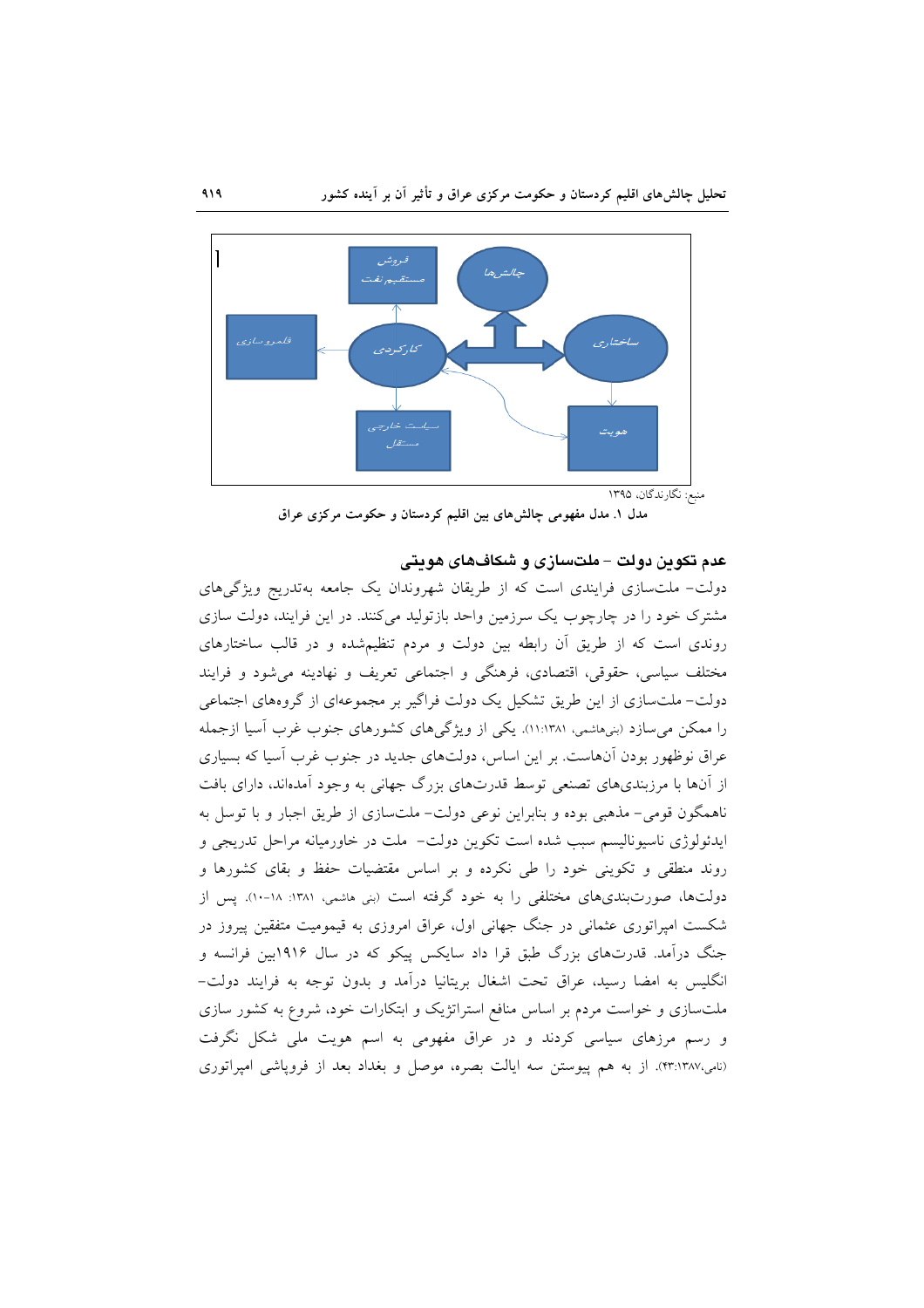فروش مستقیم نفت

چالش‌ها

قلمرو سازی

کارکردی

ساختاری

سیاست خارجی مستقل

هویت

منبع: نگارندگان، ۱۳۹۵

**مدل ۱. مدل مفهومی چالش‌های بین اقلیم کردستان و حکومت مرکزی عراق**

## عدم تکوین دولت – ملت‌سازی و شکاف‌های هویتی

دولت– ملت‌سازی فرایندی است که از طریقان شهروندان یک جامعه به‌تدریج ویژگی‌های مشترک خود را در چارچوب یک سرزمین واحد بازتولید می‌کنند. در این فرایند، دولت سازی روندی است که از طریق آن رابطه بین دولت و مردم تنظیم‌شده و در قالب ساختارهای مختلف سیاسی، حقوقی، اقتصادی، فرهنگی و اجتماعی تعریف و نهادینه می‌شود و فرایند دولت– ملت‌سازی از این طریق تشکیل یک دولت فراگیر بر مجموعه‌ای از گروه‌های اجتماعی را ممکن می‌سازد (بنی‌هاشمی، ۱۱:۱۳۸۱). یکی از ویژگی‌های کشورهای جنوب غرب آسیا ازجمله عراق نوظهور بودن آن‌هاست. بر این اساس، دولت‌های جدید در جنوب غرب آسیا که بسیاری از آن‌ها با مرزبندی‌های تصنعی توسط قدرت‌های بزرگ جهانی به وجود آمده‌اند، دارای بافت ناهمگون قومی– مذهبی بوده و بنابراین نوعی دولت– ملت‌سازی از طریق اجبار و با توسل به ایدئولوژی ناسیونالیسم سبب شده است تکوین دولت– ملت در خاورمیانه مراحل تدریجی و روند منطقی و تکوینی خود را طی نکرده و بر اساس مقتضیات حفظ و بقای کشورها و دولت‌ها، صورت‌بندی‌های مختلفی را به خود گرفته است (بنی هاشمی، ۱۳۸۱: ۱۸-۱۰). پس از شکست امپراتوری عثمانی در جنگ جهانی اول، عراق امروزی به قیمومیت متفقین پیروز در جنگ درآمد. قدرت‌های بزرگ طبق قرا داد سایکس پیکو که در سال ۱۹۱۶بین فرانسه و انگلیس به امضا رسید، عراق تحت اشغال بریتانیا درآمد و بدون توجه به فرایند دولت– ملت‌سازی و خواست مردم بر اساس منافع استراتژیک و ابتکارات خود، شروع به کشور سازی و رسم مرزهای سیاسی کردند و در عراق مفهومی به اسم هویت ملی شکل نگرفت (نامی،۴۳:۱۳۸۷). از به هم پیوستن سه ایالت بصره، موصل و بغداد بعد از فروپاشی امپراتوری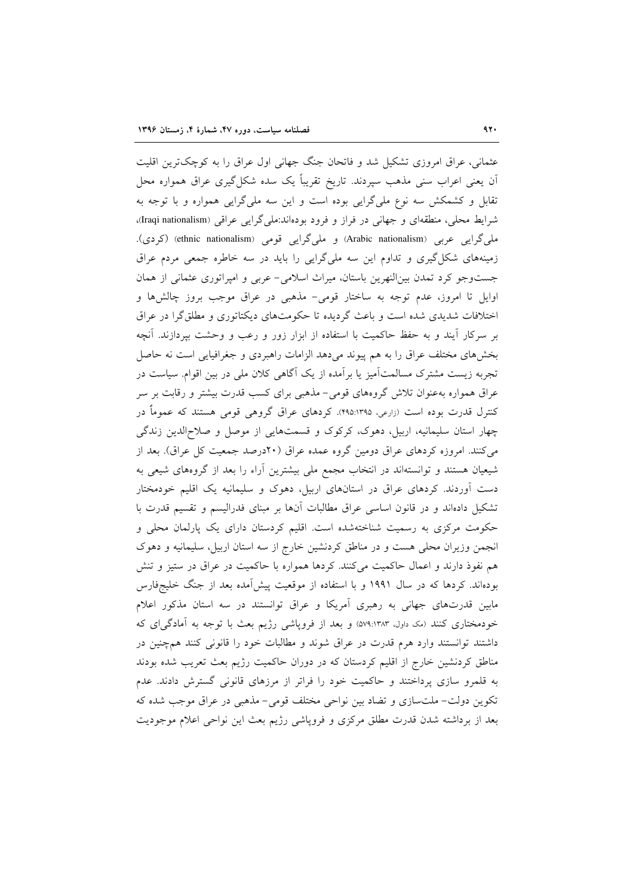عثمانی، عراق امروزی تشکیل شد و فاتحان جنگ جهانی اول عراق را به کوچک‌ترین اقلیت آن یعنی اعراب سنی مذهب سپردند. تاریخ تقریباً یک سده شکل‌گیری عراق همواره محل تقابل و کشمکش سه نوع ملی‌گرایی بوده است و این سه ملی‌گرایی همواره و با توجه به شرایط محلی، منطقه‌ای و جهانی در فراز و فرود بوده‌اند:ملی‌گرایی عراقی (Iraqi nationalism)، ملی‌گرایی عربی (Arabic nationalism) و ملی‌گرایی قومی (ethnic nationalism) (کردی). زمینه‌های شکل‌گیری و تداوم این سه ملی‌گرایی را باید در سه خاطره جمعی مردم عراق جست‌وجو کرد تمدن بین‌النهرین باستان، میراث اسلامی- عربی و امپراتوری عثمانی از همان اوایل تا امروز، عدم توجه به ساختار قومی- مذهبی در عراق موجب بروز چالش‌ها و اختلافات شدیدی شده است و باعث گردیده تا حکومت‌های دیکتاتوری و مطلق‌گرا در عراق بر سرکار آیند و به حفظ حاکمیت با استفاده از ابزار زور و رعب و وحشت بپردازند. آنچه بخش‌های مختلف عراق را به هم پیوند می‌دهد الزامات راهبردی و جغرافیایی است نه حاصل تجربه زیست مشترک مسالمت‌آمیز یا برآمده از یک آگاهی کلان ملی در بین اقوام. سیاست در عراق همواره به‌عنوان تلاش گروه‌های قومی- مذهبی برای کسب قدرت بیشتر و رقابت بر سر کنترل قدرت بوده است (زارعی، ۴۹۵:۱۳۹۵). کردهای عراق گروهی قومی هستند که عموماً در چهار استان سلیمانیه، اربیل، دهوک، کرکوک و قسمت‌هایی از موصل و صلاح‌الدین زندگی می‌کنند. امروزه کردهای عراق دومین گروه عمده عراق (۲۰درصد جمعیت کل عراق). بعد از شیعیان هستند و توانسته‌اند در انتخاب مجمع ملی بیشترین آراء را بعد از گروه‌های شیعی به دست آوردند. کردهای عراق در استان‌های اربیل، دهوک و سلیمانیه یک اقلیم خودمختار تشکیل داده‌اند و در قانون اساسی عراق مطالبات آن‌ها بر مبنای فدرالیسم و تقسیم قدرت با حکومت مرکزی به رسمیت شناخته‌شده است. اقلیم کردستان دارای یک پارلمان محلی و انجمن وزیران محلی هست و در مناطق کردنشین خارج از سه استان اربیل، سلیمانیه و دهوک هم نفوذ دارند و اعمال حاکمیت می‌کنند. کردها همواره با حاکمیت در عراق در ستیز و تنش بوده‌اند. کردها که در سال ۱۹۹۱ و با استفاده از موقعیت پیش‌آمده بعد از جنگ خلیج‌فارس مابین قدرت‌های جهانی به رهبری آمریکا و عراق توانستند در سه استان مذکور اعلام خودمختاری کنند (مک داول، ۵۷۹:۱۳۸۳) و بعد از فروپاشی رژیم بعث با توجه به آمادگی‌ای که داشتند توانستند وارد هرم قدرت در عراق شوند و مطالبات خود را قانونی کنند همچنین در مناطق کردنشین خارج از اقلیم کردستان که در دوران حاکمیت رژیم بعث تعریب شده بودند به قلمرو سازی پرداختند و حاکمیت خود را فراتر از مرزهای قانونی گسترش دادند. عدم تکوین دولت- ملت‌سازی و تضاد بین نواحی مختلف قومی- مذهبی در عراق موجب شده که بعد از برداشته شدن قدرت مطلق مرکزی و فروپاشی رژیم بعث این نواحی اعلام موجودیت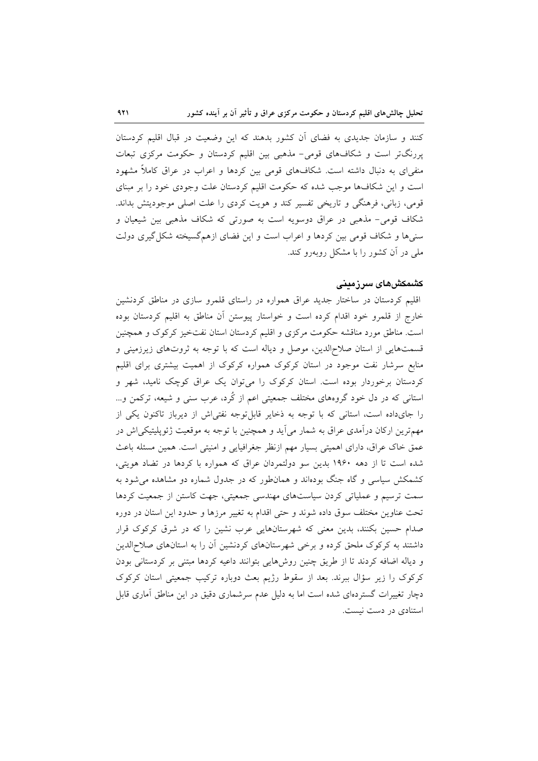کنند و سازمان جدیدی به فضای آن کشور بدهند که این وضعیت در قبال اقلیم کردستان پررنگ‌تر است و شکاف‌های قومی- مذهبی بین اقلیم کردستان و حکومت مرکزی تبعات منفی‌ای به دنبال داشته است. شکاف‌های قومی بین کردها و اعراب در عراق کاملاً مشهود است و این شکاف‌ها موجب شده که حکومت اقلیم کردستان علت وجودی خود را بر مبنای قومی، زبانی، فرهنگی و تاریخی تفسیر کند و هویت کردی را علت اصلی موجودیتش بداند. شکاف قومی- مذهبی در عراق دوسویه است به صورتی که شکاف مذهبی بین شیعیان و سنی‌ها و شکاف قومی بین کردها و اعراب است و این فضای ازهم‌گسیخته شکل‌گیری دولت ملی در آن کشور را با مشکل روبه‌رو کند.

## کشمکش‌های سرزمینی

اقلیم کردستان در ساختار جدید عراق همواره در راستای قلمرو سازی در مناطق کردنشین خارج از قلمرو خود اقدام کرده است و خواستار پیوستن آن مناطق به اقلیم کردستان بوده است. مناطق مورد مناقشه حکومت مرکزی و اقلیم کردستان استان نفت‌خیز کرکوک و همچنین قسمت‌هایی از استان صلاح‌الدین، موصل و دیاله است که با توجه به ثروت‌های زیرزمینی و منابع سرشار نفت موجود در استان کرکوک همواره کرکوک از اهمیت بیشتری برای اقلیم کردستان برخوردار بوده است. استان کرکوک را می‌توان یک عراق کوچک نامید، شهر و استانی که در دل خود گروه‌های مختلف جمعیتی اعم از کُرد، عرب سنی و شیعه، ترکمن و... را جای‌داده است، استانی که با توجه به ذخایر قابل‌توجه نفتی‌اش از دیرباز تاکنون یکی از مهم‌ترین ارکان درآمدی عراق به شمار می‌آید و همچنین با توجه به موقعیت ژئوپلیتیکی‌اش در عمق خاک عراق، دارای اهمیتی بسیار مهم ازنظر جغرافیایی و امنیتی است. همین مسئله باعث شده است تا از دهه ۱۹۶۰ بدین سو دولتمردان عراق که همواره با کردها در تضاد هویتی، کشمکش سیاسی و گاه جنگ بوده‌اند و همان‌طور که در جدول شماره دو مشاهده می‌شود به سمت ترسیم و عملیاتی کردن سیاست‌های مهندسی جمعیتی، جهت کاستن از جمعیت کردها تحت عناوین مختلف سوق داده شوند و حتی اقدام به تغییر مرزها و حدود این استان در دوره صدام حسین بکنند، بدین معنی که شهرستان‌هایی عرب نشین را که در شرق کرکوک قرار داشتند به کرکوک ملحق کرده و برخی شهرستان‌های کردنشین آن را به استان‌های صلاح‌الدین و دیاله اضافه کردند تا از طریق چنین روش‌هایی بتوانند داعیه کردها مبتنی بر کردستانی بودن کرکوک را زیر سؤال ببرند. بعد از سقوط رژیم بعث دوباره ترکیب جمعیتی استان کرکوک دچار تغییرات گسترده‌ای شده است اما به دلیل عدم سرشماری دقیق در این مناطق آماری قابل استنادی در دست نیست.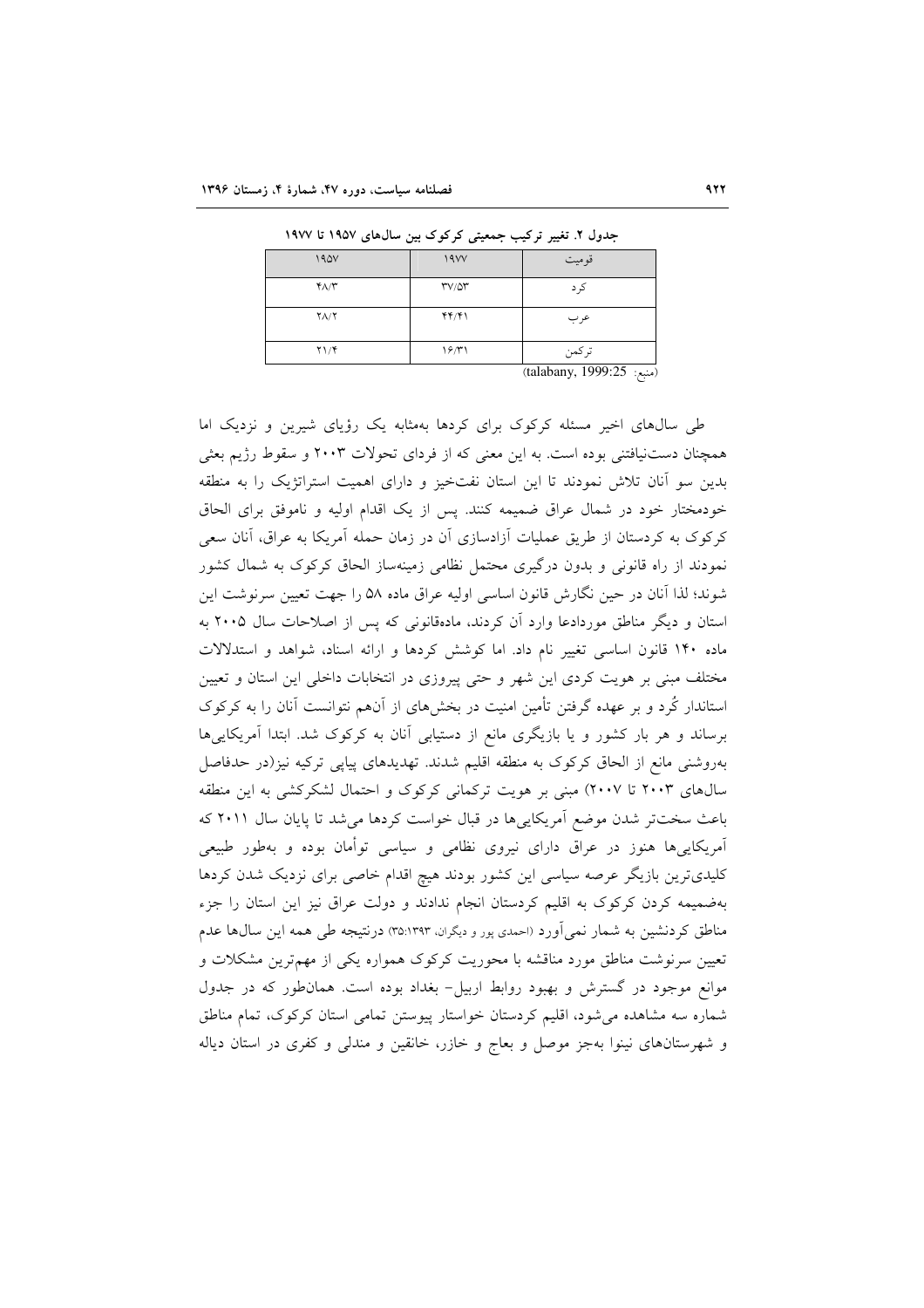جدول ۲. تغییر ترکیب جمعیتی کرکوک بین سال‌های ۱۹۵۷ تا ۱۹۷۷

| قومیت | ۱۹۷۷ | ۱۹۵۷ |
|---|---|---|
| کرد | ۳۷/۵۳ | ۴۸/۳ |
| عرب | ۴۴/۴۱ | ۲۸/۲ |
| ترکمن | ۱۶/۳۱ | ۲۱/۴ |

(منبع: talabany, 1999:25)

طی سال‌های اخیر مسئله کرکوک برای کردها به‌مثابه یک رؤیای شیرین و نزدیک اما همچنان دست‌نیافتنی بوده است. به این معنی که از فردای تحولات ۲۰۰۳ و سقوط رژیم بعثی بدین سو آنان تلاش نمودند تا این استان نفت‌خیز و دارای اهمیت استراتژیک را به منطقه خودمختار خود در شمال عراق ضمیمه کنند. پس از یک اقدام اولیه و ناموفق برای الحاق کرکوک به کردستان از طریق عملیات آزادسازی آن در زمان حمله آمریکا به عراق، آنان سعی نمودند از راه قانونی و بدون درگیری محتمل نظامی زمینه‌ساز الحاق کرکوک به شمال کشور شوند؛ لذا آنان در حین نگارش قانون اساسی اولیه عراق ماده ۵۸ را جهت تعیین سرنوشت این استان و دیگر مناطق موردادعا وارد آن کردند، ماده‌قانونی که پس از اصلاحات سال ۲۰۰۵ به ماده ۱۴۰ قانون اساسی تغییر نام داد. اما کوشش کردها و ارائه اسناد، شواهد و استدلالات مختلف مبنی بر هویت کردی این شهر و حتی پیروزی در انتخابات داخلی این استان و تعیین استاندار کُرد و بر عهده گرفتن تأمین امنیت در بخش‌های از آن‌هم نتوانست آنان را به کرکوک برساند و هر بار کشور و یا بازیگری مانع از دستیابی آنان به کرکوک شد. ابتدا آمریکایی‌ها به‌روشنی مانع از الحاق کرکوک به منطقه اقلیم شدند. تهدیدهای پیاپی ترکیه نیز(در حدفاصل سال‌های ۲۰۰۳ تا ۲۰۰۷) مبنی بر هویت ترکمانی کرکوک و احتمال لشکرکشی به این منطقه باعث سخت‌تر شدن موضع آمریکایی‌ها در قبال خواست کردها می‌شد تا پایان سال ۲۰۱۱ که آمریکایی‌ها هنوز در عراق دارای نیروی نظامی و سیاسی توأمان بوده و به‌طور طبیعی کلیدی‌ترین بازیگر عرصه سیاسی این کشور بودند هیچ اقدام خاصی برای نزدیک شدن کردها به‌ضمیمه کردن کرکوک به اقلیم کردستان انجام ندادند و دولت عراق نیز این استان را جزء مناطق کردنشین به شمار نمی‌آورد (احمدی پور و دیگران، ۳۵:۱۳۹۳) درنتیجه طی همه این سال‌ها عدم تعیین سرنوشت مناطق مورد مناقشه با محوریت کرکوک همواره یکی از مهم‌ترین مشکلات و موانع موجود در گسترش و بهبود روابط اربیل- بغداد بوده است. همان‌طور که در جدول شماره سه مشاهده می‌شود، اقلیم کردستان خواستار پیوستن تمامی استان کرکوک، تمام مناطق و شهرستان‌های نینوا به‌جز موصل و بعاج و خازر، خانقین و مندلی و کفری در استان دیاله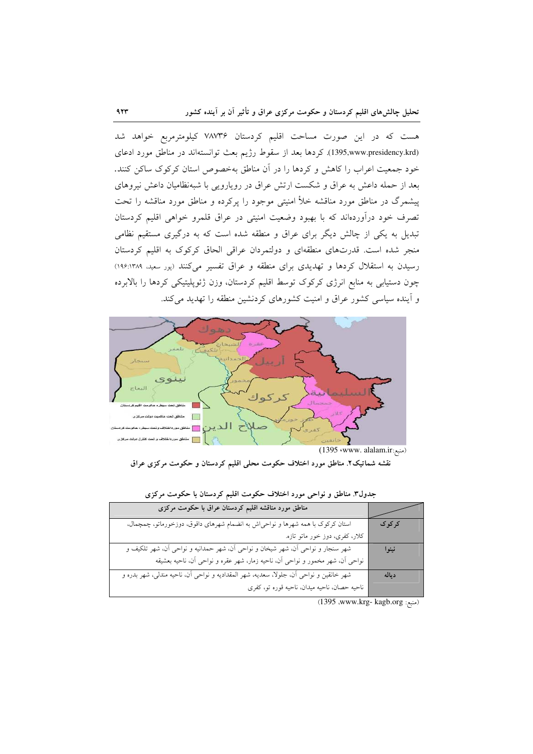هست که در این صورت مساحت اقلیم کردستان ۷۸۷۳۶ کیلومترمربع خواهد شد (1395,www.presidency.krd). کردها بعد از سقوط رژیم بعث توانسته‌اند در مناطق مورد ادعای خود جمعیت اعراب را کاهش و کردها را در آن مناطق به‌خصوص استان کرکوک ساکن کنند. بعد از حمله داعش به عراق و شکست ارتش عراق در رویارویی با شبه‌نظامیان داعش نیروهای پیشمرگ در مناطق مورد مناقشه خلأ امنیتی موجود را پرکرده و مناطق مورد مناقشه را تحت تصرف خود درآورده‌اند که با بهبود وضعیت امنیتی در عراق قلمرو خواهی اقلیم کردستان تبدیل به یکی از چالش دیگر برای عراق و منطقه شده است که به درگیری مستقیم نظامی منجر شده است. قدرت‌های منطقه‌ای و دولتمردان عراقی الحاق کرکوک به اقلیم کردستان رسیدن به استقلال کردها و تهدیدی برای منطقه و عراق تفسیر می‌کنند (پور سعید، ۱۳۸۹:۱۹۶) چون دستیابی به منابع انرژی کرکوک توسط اقلیم کردستان، وزن ژئوپلیتیکی کردها را بالابرده و آینده سیاسی کشور عراق و امنیت کشورهای کردنشین منطقه را تهدید می‌کند.

(منبع: www. alalam.ir، 1395)

**نقشه شماتیک۲. مناطق مورد اختلاف حکومت محلی اقلیم کردستان و حکومت مرکزی عراق**

**جدول۳. مناطق و نواحی مورد اختلاف حکومت اقلیم کردستان با حکومت مرکزی**

| | مناطق مورد مناقشه اقلیم کردستان عراق با حکومت مرکزی |
|---|---|
| **کرکوک** | استان کرکوک با همه شهرها و نواحی‌اش به انضمام شهرهای داقوق، دوزخورماتو، چمچمال، کلار، کفری، دوز خور ماتو تازه. |
| **نینوا** | شهر سنجار و نواحی آن، شهر شیخان و نواحی آن، شهر حمدانیه و نواحی آن، شهر تلکیف و نواحی آن، شهر مخمور و نواحی آن، ناحیه زمار، شهر عقره و نواحی آن، ناحیه بعشیقه |
| **دیاله** | شهر خانقین و نواحی آن، جلولا، سعدیه، شهر المقدادیه و نواحی آن، ناحیه مندلی، شهر بدره و ناحیه حصان، ناحیه میدان، ناحیه قوره تو، کفری |

(منبع: www.krg- kagb.org، 1395)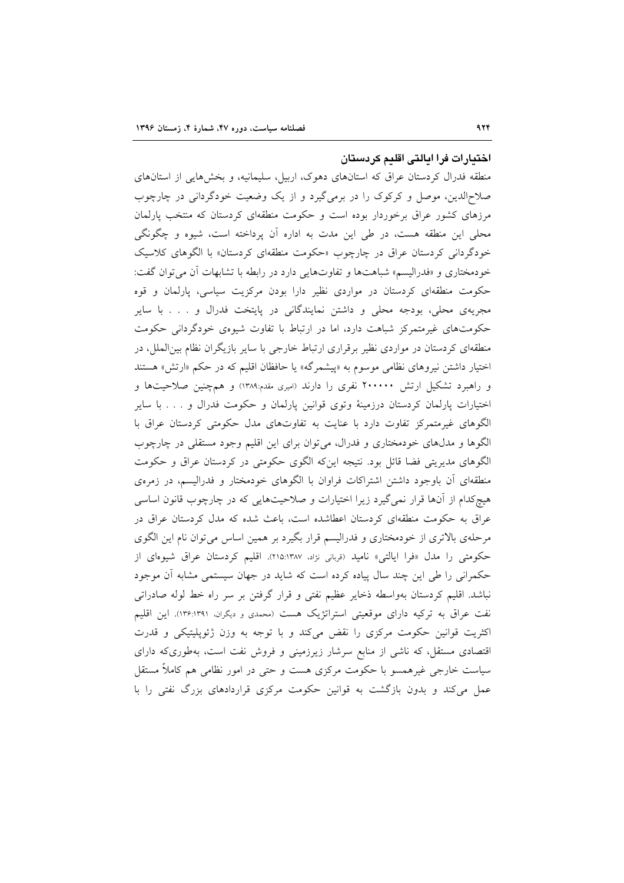## اختیارات فرا ایالتی اقلیم کردستان

منطقه فدرال کردستان عراق که استان‌های دهوک، اربیل، سلیمانیه، و بخش‌هایی از استان‌های صلاح‌الدین، موصل و کرکوک را در برمی‌گیرد و از یک وضعیت خودگردانی در چارچوب مرزهای کشور عراق برخوردار بوده است و حکومت منطقه‌ای کردستان که منتخب پارلمان محلی این منطقه هست، در طی این مدت به اداره آن پرداخته است، شیوه و چگونگی خودگردانی کردستان عراق در چارچوب «حکومت منطقه‌ای کردستان» با الگوهای کلاسیک خودمختاری و «فدرالیسم» شباهت‌ها و تفاوت‌هایی دارد در رابطه با تشابهات آن می‌توان گفت: حکومت منطقه‌ای کردستان در مواردی نظیر دارا بودن مرکزیت سیاسی، پارلمان و قوه مجریه‌ی محلی، بودجه محلی و داشتن نمایندگانی در پایتخت فدرال و . . . با سایر حکومت‌های غیرمتمرکز شباهت دارد، اما در ارتباط با تفاوت شیوه‌ی خودگردانی حکومت منطقه‌ای کردستان در مواردی نظیر برقراری ارتباط خارجی با سایر بازیگران نظام بین‌الملل، در اختیار داشتن نیروهای نظامی موسوم به «پیشمرگه» یا حافظان اقلیم که در حکم «ارتش» هستند و راهبرد تشکیل ارتش ۲۰۰۰۰۰ نفری را دارند (امیری مقدم:۱۳۸۹) و همچنین صلاحیت‌ها و اختیارات پارلمان کردستان درزمینهٔ وتوی قوانین پارلمان و حکومت فدرال و . . . با سایر الگوهای غیرمتمرکز تفاوت دارد با عنایت به تفاوت‌های مدل حکومتی کردستان عراق با الگوها و مدل‌های خودمختاری و فدرال، می‌توان برای این اقلیم وجود مستقلی در چارچوب الگوهای مدیریتی فضا قائل بود. نتیجه اینکه الگوی حکومتی در کردستان عراق و حکومت منطقه‌ای آن باوجود داشتن اشتراکات فراوان با الگوهای خودمختار و فدرالیسم، در زمره‌ی هیچ‌کدام از آن‌ها قرار نمی‌گیرد زیرا اختیارات و صلاحیت‌هایی که در چارچوب قانون اساسی عراق به حکومت منطقه‌ای کردستان اعطاشده است، باعث شده که مدل کردستان عراق در مرحله‌ی بالاتری از خودمختاری و فدرالیسم قرار بگیرد بر همین اساس می‌توان نام این الگوی حکومتی را مدل «فرا ایالتی» نامید (قربانی نژاد، ۲۱۵:۱۳۸۷). اقلیم کردستان عراق شیوه‌ای از حکمرانی را طی این چند سال پیاده کرده است که شاید در جهان سیستمی مشابه آن موجود نباشد. اقلیم کردستان به‌واسطه ذخایر عظیم نفتی و قرار گرفتن بر سر راه خط لوله صادراتی نفت عراق به ترکیه دارای موقعیتی استراتژیک هست (محمدی و دیگران، ۱۳۶:۱۳۹۱). این اقلیم اکثریت قوانین حکومت مرکزی را نقض می‌کند و با توجه به وزن ژئوپلیتیکی و قدرت اقتصادی مستقل، که ناشی از منابع سرشار زیرزمینی و فروش نفت است، به‌طوری‌که دارای سیاست خارجی غیرهمسو با حکومت مرکزی هست و حتی در امور نظامی هم کاملاً مستقل عمل می‌کند و بدون بازگشت به قوانین حکومت مرکزی قراردادهای بزرگ نفتی را با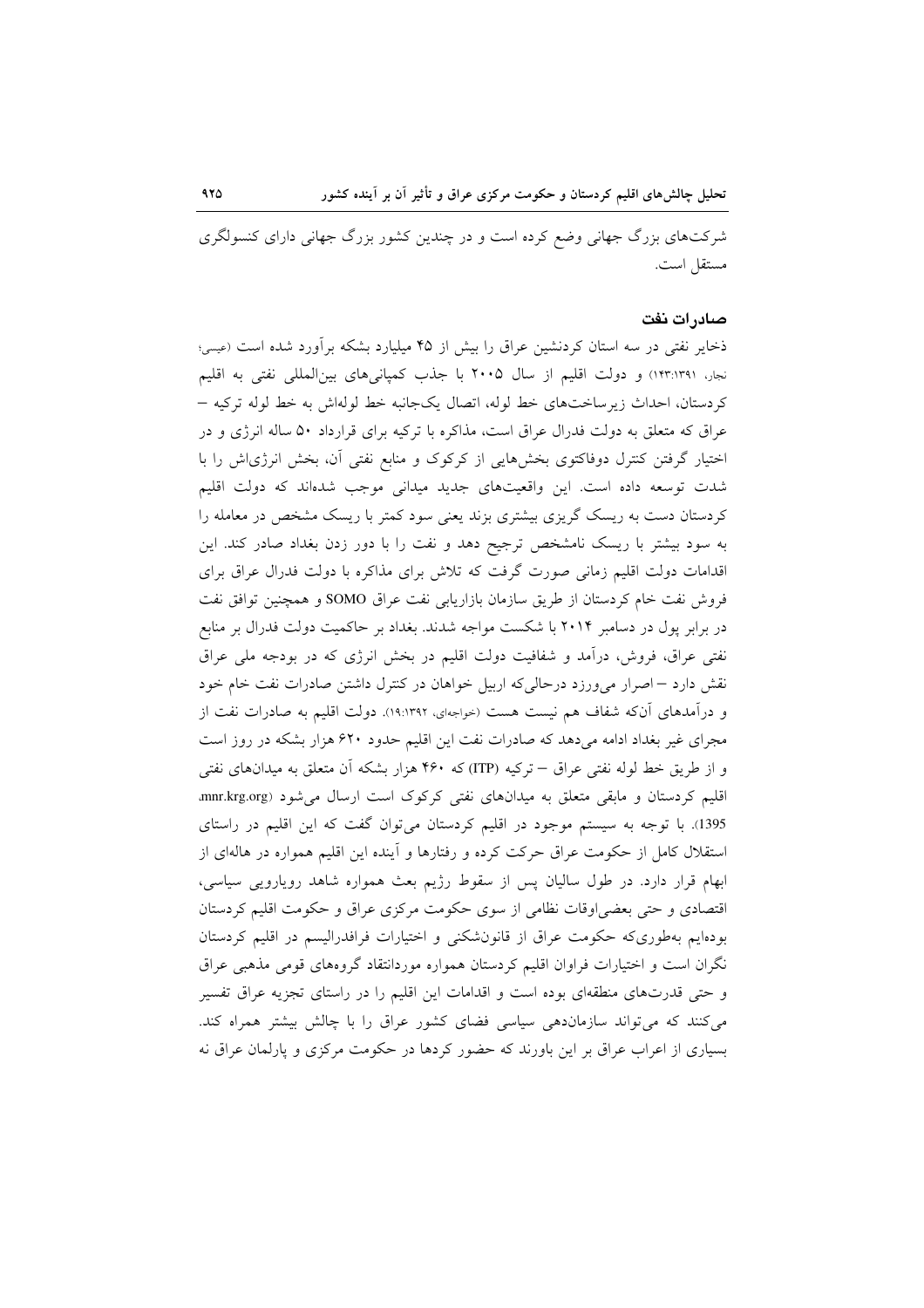شرکت‌های بزرگ جهانی وضع کرده است و در چندین کشور بزرگ جهانی دارای کنسولگری مستقل است.

### صادرات نفت

ذخایر نفتی در سه استان کردنشین عراق را بیش از ۴۵ میلیارد بشکه برآورد شده است (عیسی؛ نجار، ۱۴۳:۱۳۹۱) و دولت اقلیم از سال ۲۰۰۵ با جذب کمپانی‌های بین‌المللی نفتی به اقلیم کردستان، احداث زیرساخت‌های خط لوله، اتصال یک‌جانبه خط لوله‌اش به خط لوله ترکیه – عراق که متعلق به دولت فدرال عراق است، مذاکره با ترکیه برای قرارداد ۵۰ ساله انرژی و در اختیار گرفتن کنترل دوفاکتوی بخش‌هایی از کرکوک و منابع نفتی آن، بخش انرژی‌اش را با شدت توسعه داده است. این واقعیت‌های جدید میدانی موجب شده‌اند که دولت اقلیم کردستان دست به ریسک گریزی بیشتری بزند یعنی سود کمتر با ریسک مشخص در معامله را به سود بیشتر با ریسک نامشخص ترجیح دهد و نفت را با دور زدن بغداد صادر کند. این اقدامات دولت اقلیم زمانی صورت گرفت که تلاش برای مذاکره با دولت فدرال عراق برای فروش نفت خام کردستان از طریق سازمان بازاریابی نفت عراق SOMO و همچنین توافق نفت در برابر پول در دسامبر ۲۰۱۴ با شکست مواجه شدند. بغداد بر حاکمیت دولت فدرال بر منابع نفتی عراق، فروش، درآمد و شفافیت دولت اقلیم در بخش انرژی که در بودجه ملی عراق نقش دارد – اصرار می‌ورزد درحالی‌که اربیل خواهان در کنترل داشتن صادرات نفت خام خود و درآمدهای آن‌که شفاف هم نیست هست (خواجه‌ای، ۱۹:۱۳۹۲). دولت اقلیم به صادرات نفت از مجرای غیر بغداد ادامه می‌دهد که صادرات نفت این اقلیم حدود ۶۲۰ هزار بشکه در روز است و از طریق خط لوله نفتی عراق – ترکیه (ITP) که ۴۶۰ هزار بشکه آن متعلق به میدان‌های نفتی اقلیم کردستان و مابقی متعلق به میدان‌های نفتی کرکوک است ارسال می‌شود (mnr.krg.org، 1395). با توجه به سیستم موجود در اقلیم کردستان می‌توان گفت که این اقلیم در راستای استقلال کامل از حکومت عراق حرکت کرده و رفتارها و آینده این اقلیم همواره در هاله‌ای از ابهام قرار دارد. در طول سالیان پس از سقوط رژیم بعث همواره شاهد رویارویی سیاسی، اقتصادی و حتی بعضی‌اوقات نظامی از سوی حکومت مرکزی عراق و حکومت اقلیم کردستان بوده‌ایم به‌طوری‌که حکومت عراق از قانون‌شکنی و اختیارات فرافدرالیسم در اقلیم کردستان نگران است و اختیارات فراوان اقلیم کردستان همواره موردانتقاد گروه‌های قومی مذهبی عراق و حتی قدرت‌های منطقه‌ای بوده است و اقدامات این اقلیم را در راستای تجزیه عراق تفسیر می‌کنند که می‌تواند سازمان‌دهی سیاسی فضای کشور عراق را با چالش بیشتر همراه کند. بسیاری از اعراب عراق بر این باورند که حضور کردها در حکومت مرکزی و پارلمان عراق نه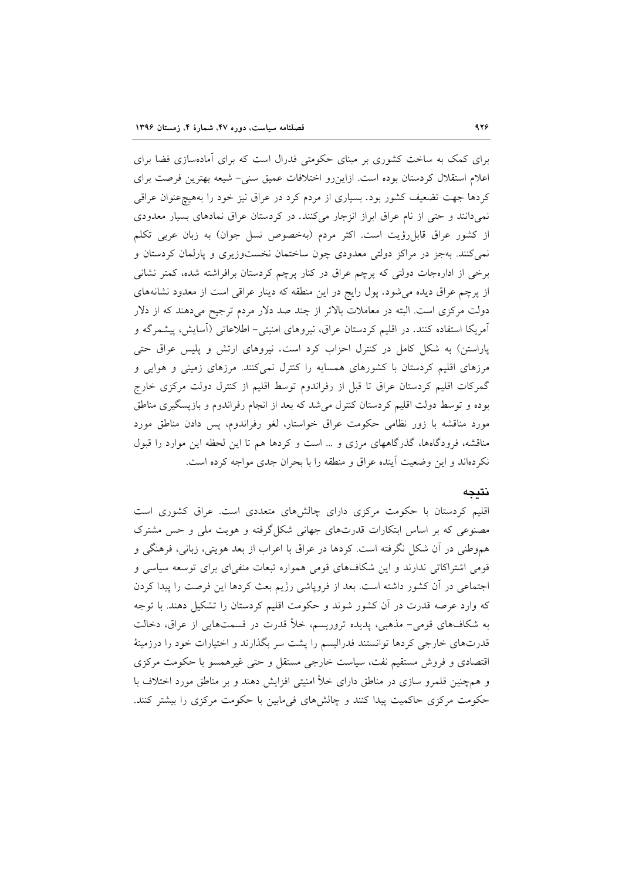برای کمک به ساخت کشوری بر مبنای حکومتی فدرال است که برای آماده‌سازی فضا برای اعلام استقلال کردستان بوده است. ازاین‌رو اختلافات عمیق سنی- شیعه بهترین فرصت برای کردها جهت تضعیف کشور بود. بسیاری از مردم کرد در عراق نیز خود را به‌هیچ‌عنوان عراقی نمی‌دانند و حتی از نام عراق ابراز انزجار می‌کنند. در کردستان عراق نمادهای بسیار معدودی از کشور عراق قابل‌رؤیت است. اکثر مردم (به‌خصوص نسل جوان) به زبان عربی تکلم نمی‌کنند. به‌جز در مراکز دولتی معدودی چون ساختمان نخست‌وزیری و پارلمان کردستان و برخی از ادارەجات دولتی که پرچم عراق در کنار پرچم کردستان برافراشته شده، کمتر نشانی از پرچم عراق دیده می‌شود. پول رایج در این منطقه که دینار عراقی است از معدود نشانه‌های دولت مرکزی است. البته در معاملات بالاتر از چند صد دلار مردم ترجیح می‌دهند که از دلار آمریکا استفاده کنند. در اقلیم کردستان عراق، نیروهای امنیتی- اطلاعاتی (آسایش، پیشمرگه و پاراستن) به شکل کامل در کنترل احزاب کرد است. نیروهای ارتش و پلیس عراق حتی مرزهای اقلیم کردستان با کشورهای همسایه را کنترل نمی‌کنند. مرزهای زمینی و هوایی و گمرکات اقلیم کردستان عراق تا قبل از رفراندوم توسط اقلیم از کنترل دولت مرکزی خارج بوده و توسط دولت اقلیم کردستان کنترل می‌شد که بعد از انجام رفراندوم و بازپسگیری مناطق مورد مناقشه با زور نظامی حکومت عراق خواستار، لغو رفراندوم، پس دادن مناطق مورد مناقشه، فرودگاه‌ها، گذرگاههای مرزی و ... است و کردها هم تا این لحظه این موارد را قبول نکرده‌اند و این وضعیت آینده عراق و منطقه را با بحران جدی مواجه کرده است.

## نتیجه

اقلیم کردستان با حکومت مرکزی دارای چالش‌های متعددی است. عراق کشوری است مصنوعی که بر اساس ابتکارات قدرت‌های جهانی شکل‌گرفته و هویت ملی و حس مشترک هم‌وطنی در آن شکل نگرفته است. کردها در عراق با اعراب از بعد هویتی، زبانی، فرهنگی و قومی اشتراکاتی ندارند و این شکاف‌های قومی همواره تبعات منفی‌ای برای توسعه سیاسی و اجتماعی در آن کشور داشته است. بعد از فروپاشی رژیم بعث کردها این فرصت را پیدا کردن که وارد عرصه قدرت در آن کشور شوند و حکومت اقلیم کردستان را تشکیل دهند. با توجه به شکاف‌های قومی- مذهبی، پدیده تروریسم، خلأ قدرت در قسمت‌هایی از عراق، دخالت قدرت‌های خارجی کردها توانستند فدرالیسم را پشت سر بگذارند و اختیارات خود را درزمینهٔ اقتصادی و فروش مستقیم نفت، سیاست خارجی مستقل و حتی غیرهمسو با حکومت مرکزی و همچنین قلمرو سازی در مناطق دارای خلأ امنیتی افزایش دهند و بر مناطق مورد اختلاف با حکومت مرکزی حاکمیت پیدا کنند و چالش‌های فی‌مابین با حکومت مرکزی را بیشتر کنند.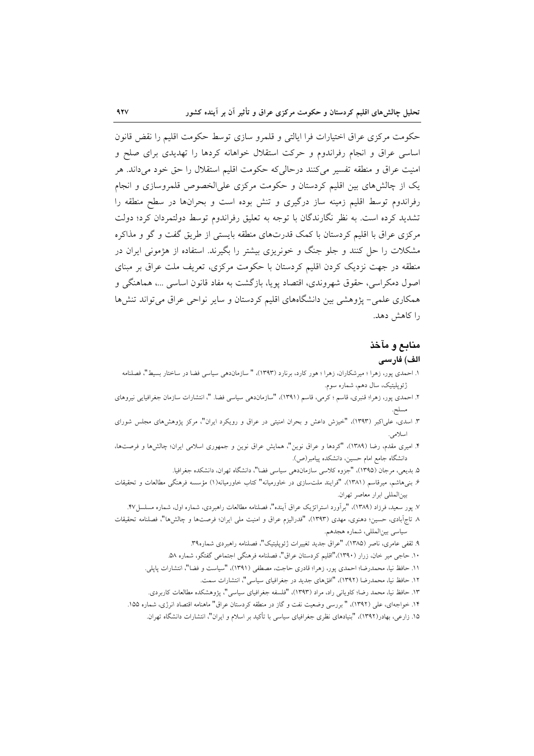حکومت مرکزی عراق اختیارات فرا ایالتی و قلمرو سازی توسط حکومت اقلیم را نقض قانون اساسی عراق و انجام رفراندوم و حرکت استقلال خواهانه کردها را تهدیدی برای صلح و امنیت عراق و منطقه تفسیر می‌کنند درحالی‌که حکومت اقلیم استقلال را حق خود می‌داند. هر یک از چالش‌های بین اقلیم کردستان و حکومت مرکزی علی‌الخصوص قلمروسازی و انجام رفراندوم توسط اقلیم زمینه ساز درگیری و تنش بوده است و بحران‌ها در سطح منطقه را تشدید کرده است. به نظر نگارندگان با توجه به تعلیق رفراندوم توسط دولتمردان کرد؛ دولت مرکزی عراق با اقلیم کردستان با کمک قدرت‌های منطقه بایستی از طریق گفت و گو و مذاکره مشکلات را حل کنند و جلو جنگ و خونریزی بیشتر را بگیرند. استفاده از هژمونی ایران در منطقه در جهت نزدیک کردن اقلیم کردستان با حکومت مرکزی، تعریف ملت عراق بر مبنای اصول دمکراسی، حقوق شهروندی، اقتصاد پویا، بازگشت به مفاد قانون اساسی ...، هماهنگی و همکاری علمی- پژوهشی بین دانشگاه‌های اقلیم کردستان و سایر نواحی عراق می‌تواند تنش‌ها را کاهش دهد.

## منابع و مآخذ

### الف) فارسی

۱. احمدی پور، زهرا ؛ میرشکاران، زهرا ؛ هور کارد، برنارد (۱۳۹۳)، " سازمان‌دهی سیاسی فضا در ساختار بسیط"، فصلنامه ژئوپلیتیک، سال دهم، شماره سوم.

۲. احمدی پور، زهرا؛ قنبری، قاسم ؛ کرمی، قاسم (۱۳۹۱)، "سازمان‌دهی سیاسی فضا. "، انتشارات سازمان جغرافیایی نیروهای مسلح.

۳. اسدی، علی‌اکبر (۱۳۹۳)، "خیزش داعش و بحران امنیتی در عراق و رویکرد ایران"، مرکز پژوهش‌های مجلس شورای اسلامی.

۴. امیری مقدم، رضا (۱۳۸۹)، "کردها و عراق نوین"، همایش عراق نوین و جمهوری اسلامی ایران؛ چالش‌ها و فرصت‌ها، دانشگاه جامع امام حسین، دانشکده پیامبر(ص).

۵. بدیعی، مرجان (۱۳۹۵)، "جزوه کلاسی سازمان‌دهی سیاسی فضا"، دانشگاه تهران، دانشکده جغرافیا.

۶. بنی‌هاشم، میرقاسم (۱۳۸۱)، "فرایند ملت‌سازی در خاورمیانه" کتاب خاورمیانه(۱) مؤسسه فرهنگی مطالعات و تحقیقات بین‌المللی ابرار معاصر تهران.

۷. پور سعید، فرزاد (۱۳۸۹)، "برآورد استراتژیک عراق آینده"، فصلنامه مطالعات راهبردی، شماره اول، شماره مسلسل ۴۷.

۸. تاج‌آبادی، حسین؛ دهنوی، مهدی (۱۳۹۳)، "فدرالیزم عراق و امنیت ملی ایران؛ فرصت‌ها و چالش‌ها"، فصلنامه تحقیقات سیاسی بین‌المللی، شماره هجدهم.

۹. ثقفی عامری، ناصر (۱۳۸۵)، "عراق جدید تغییرات ژئوپلیتیک"، فصلنامه راهبردی شماره۳۹.

۱۰. حاجی میر خان، زرار (۱۳۹۰)،"اقلیم کردستان عراق"، فصلنامه فرهنگی اجتماعی گفتگو، شماره ۵۸.

۱۱. حافظ نیا، محمدرضا؛ احمدی پور، زهرا؛ قادری حاجت، مصطفی (۱۳۹۱)، "سیاست و فضا"، انتشارات پاپلی.

۱۲. حافظ نیا، محمدرضا (۱۳۹۲)، "افق‌های جدید در جغرافیای سیاسی"، انتشارات سمت.

۱۳. حافظ نیا، محمد رضا؛ کاویانی راد، مراد (۱۳۹۳)، "فلسفه جغرافیای سیاسی"، پژوهشکده مطالعات کاربردی.

۱۴. خواجه‌ای، علی (۱۳۹۲)، " بررسی وضعیت نفت و گاز در منطقه کردستان عراق" ماهنامه اقتصاد انرژی، شماره ۱۵۵.

۱۵. زارعی، بهادر(۱۳۹۲)، "بنیادهای نظری جغرافیای سیاسی با تأکید بر اسلام و ایران"، انتشارات دانشگاه تهران.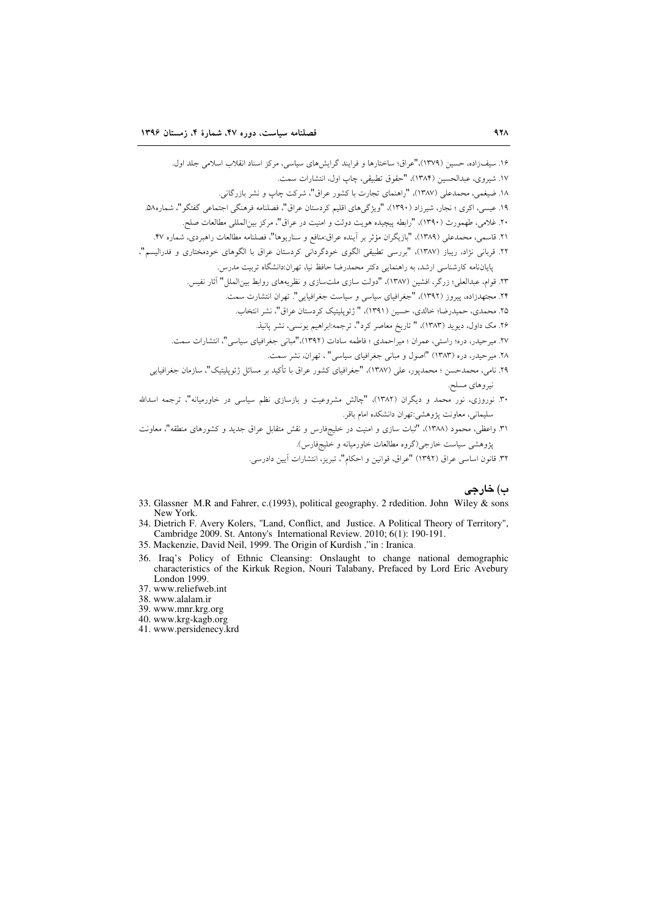۱۶. سیف‌زاده، حسین (۱۳۷۹)، "عراق؛ ساختارها و فرایند گرایش‌های سیاسی، مرکز اسناد انقلاب اسلامی جلد اول.

۱۷. شیروی، عبدالحسین (۱۳۸۴)، "حقوق تطبیقی، چاپ اول، انتشارات سمت.

۱۸. ضیغمی، محمدعلی (۱۳۸۷)، "راهنمای تجارت با کشور عراق"، شرکت چاپ و نشر بازرگانی.

۱۹. عیسی، اکری ؛ نجار، شیرزاد (۱۳۹۰)، "ویژگی‌های اقلیم کردستان عراق"، فصلنامه فرهنگی اجتماعی گفتگو"، شماره۵۸.

۲۰. غلامی، طهمورث (۱۳۹۰)، "رابطه پیچیده هویت دولت و امنیت در عراق"، مرکز بین‌المللی مطالعات صلح.

۲۱. قاسمی، محمدعلی (۱۳۸۹)، "بازیگران مؤثر بر آینده عراق:منافع و سناریوها"، فصلنامه مطالعات راهبردی، شماره ۴۷.

۲۲. قربانی نژاد، ریباز (۱۳۸۷)، "بررسی تطبیقی الگوی خودگردانی کردستان عراق با الگوهای خودمختاری و فدرالیسم"، پایان‌نامه کارشناسی ارشد، به راهنمایی دکتر محمدرضا حافظ نیا، تهران:دانشگاه تربیت مدرس.

۲۳. قوام، عبدالعلی؛ زرگر، افشین (۱۳۸۷)، "دولت سازی ملت‌سازی و نظریه‌های روابط بین‌الملل" آثار نفیس.

۲۴. مجتهدزاده، پیروز (۱۳۹۲)، "جغرافیای سیاسی و سیاست جغرافیایی". تهران انتشارت سمت.

۲۵. محمدی، حمیدرضا؛ خالدی، حسین (۱۳۹۱)، " ژئوپلیتیک کردستان عراق"، نشر انتخاب.

۲۶. مک داول، دیوید (۱۳۸۳)، " تاریخ معاصر کرد"، ترجمه:ابراهیم یونسی، نشر پانیذ.

۲۷. میرحیدر، دره؛ راستی، عمران ؛ میراحمدی ؛ فاطمه سادات (۱۳۹۲)، "مبانی جغرافیای سیاسی"، انتشارات سمت.

۲۸. میرحیدر، دره (۱۳۸۳) "اصول و مبانی جغرافیای سیاسی" ، تهران، نشر سمت.

۲۹. نامی، محمدحسن ؛ محمدپور، علی (۱۳۸۷)، "جغرافیای کشور عراق با تأکید بر مسائل ژئوپلیتیک"، سازمان جغرافیایی نیروهای مسلح.

۳۰. نوروزی، نور محمد و دیگران (۱۳۸۲)، "چالش مشروعیت و بازسازی نظم سیاسی در خاورمیانه"، ترجمه اسدالله سلیمانی، معاونت پژوهشی:تهران دانشکده امام باقر.

۳۱. واعظی، محمود (۱۳۸۸)، "ثبات سازی و امنیت در خلیج‌فارس و نقش متقابل عراق جدید و کشورهای منطقه"، معاونت پژوهشی سیاست خارجی(گروه مطالعات خاورمیانه و خلیج‌فارس).

۳۲. قانون اساسی عراق (۱۳۹۲) "عراق، قوانین و احکام"، تبریز، انتشارات آیین دادرسی.

## ب) خارجی

33. Glassner M.R and Fahrer, c.(1993), political geography. 2 rdedition. John Wiley & sons New York.
34. Dietrich F. Avery Kolers, "Land, Conflict, and Justice. A Political Theory of Territory", Cambridge 2009. St. Antony's International Review. 2010; 6(1): 190-191.
35. Mackenzie, David Neil, 1999. The Origin of Kurdish ,"in : Iranica.
36. Iraq's Policy of Ethnic Cleansing: Onslaught to change national demographic characteristics of the Kirkuk Region, Nouri Talabany, Prefaced by Lord Eric Avebury London 1999.
37. www.reliefweb.int
38. www.alalam.ir
39. www.mnr.krg.org
40. www.krg-kagb.org
41. www.persidenecy.krd